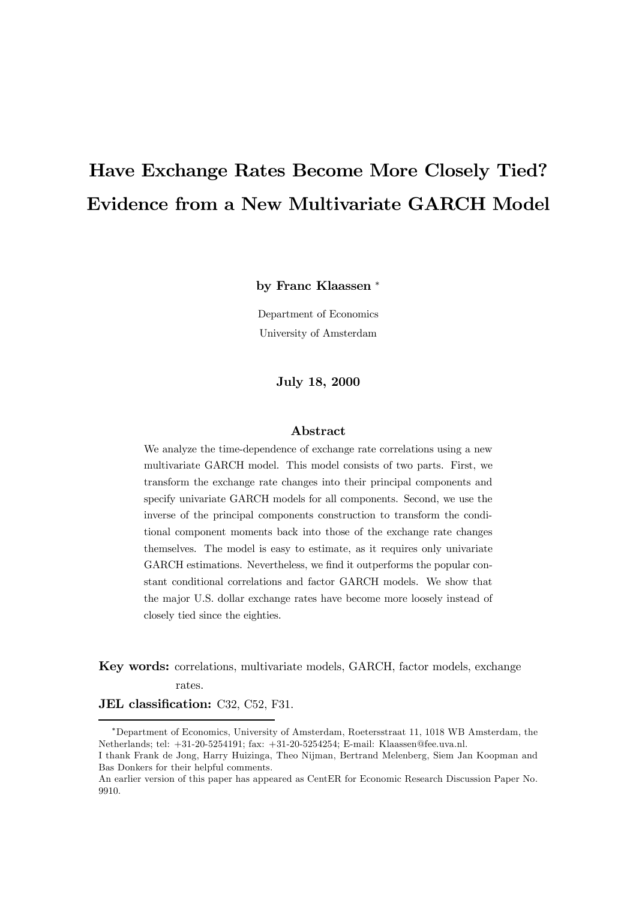# Have Exchange Rates Become More Closely Tied? Evidence from a New Multivariate GARCH Model

**by Franc Klaassen** [*]

Department of Economics
University of Amsterdam

**July 18, 2000**

## Abstract

We analyze the time-dependence of exchange rate correlations using a new multivariate GARCH model. This model consists of two parts. First, we transform the exchange rate changes into their principal components and specify univariate GARCH models for all components. Second, we use the inverse of the principal components construction to transform the conditional component moments back into those of the exchange rate changes themselves. The model is easy to estimate, as it requires only univariate GARCH estimations. Nevertheless, we find it outperforms the popular constant conditional correlations and factor GARCH models. We show that the major U.S. dollar exchange rates have become more loosely instead of closely tied since the eighties.

**Key words:** correlations, multivariate models, GARCH, factor models, exchange rates.

**JEL classification:** C32, C52, F31.

---

[*] Department of Economics, University of Amsterdam, Roetersstraat 11, 1018 WB Amsterdam, the Netherlands; tel: +31-20-5254191; fax: +31-20-5254254; E-mail: Klaassen@fee.uva.nl.
I thank Frank de Jong, Harry Huizinga, Theo Nijman, Bertrand Melenberg, Siem Jan Koopman and Bas Donkers for their helpful comments.
An earlier version of this paper has appeared as CentER for Economic Research Discussion Paper No. 9910.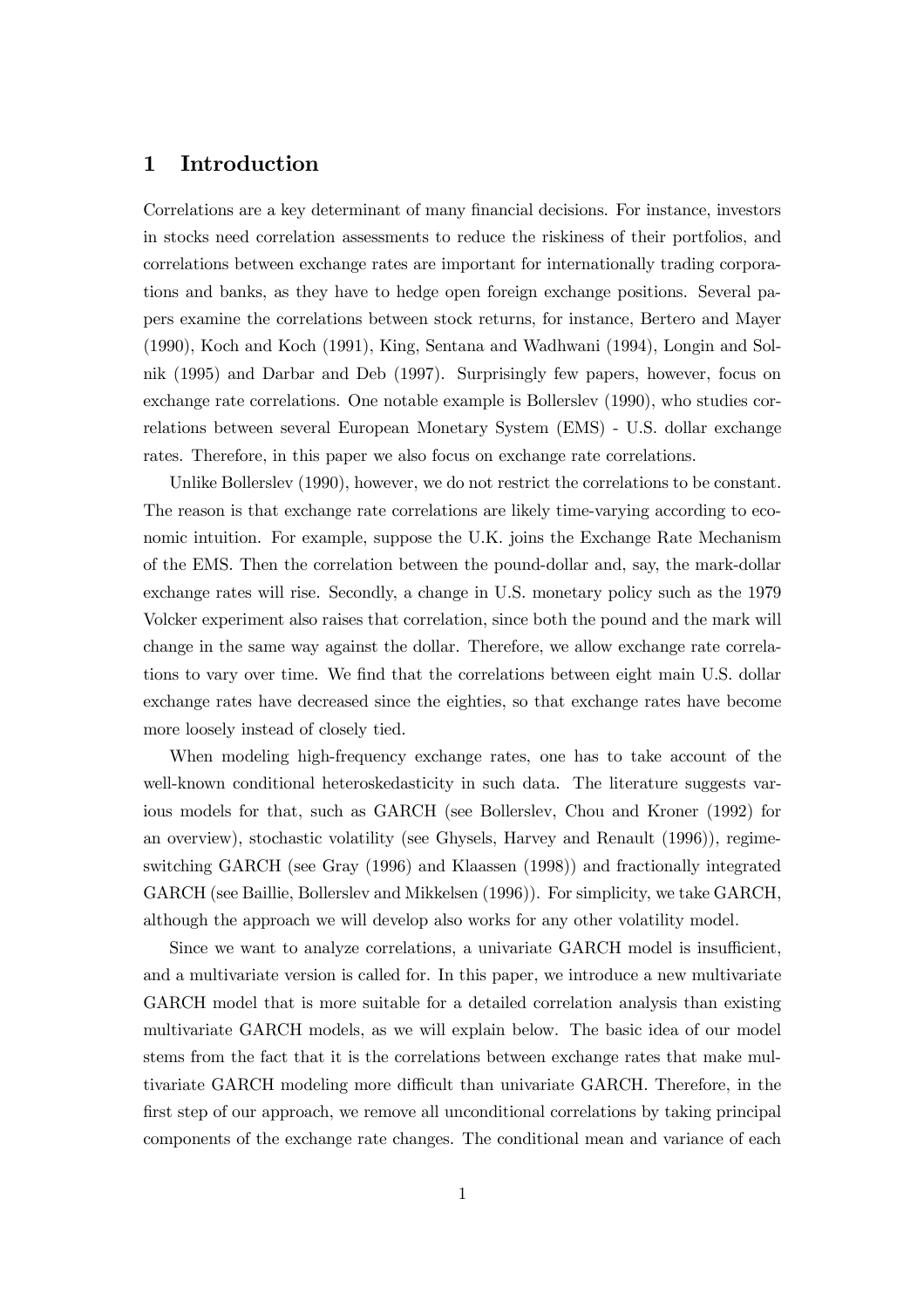# 1 Introduction

Correlations are a key determinant of many financial decisions. For instance, investors in stocks need correlation assessments to reduce the riskiness of their portfolios, and correlations between exchange rates are important for internationally trading corporations and banks, as they have to hedge open foreign exchange positions. Several papers examine the correlations between stock returns, for instance, Bertero and Mayer (1990), Koch and Koch (1991), King, Sentana and Wadhwani (1994), Longin and Solnik (1995) and Darbar and Deb (1997). Surprisingly few papers, however, focus on exchange rate correlations. One notable example is Bollerslev (1990), who studies correlations between several European Monetary System (EMS) - U.S. dollar exchange rates. Therefore, in this paper we also focus on exchange rate correlations.

Unlike Bollerslev (1990), however, we do not restrict the correlations to be constant. The reason is that exchange rate correlations are likely time-varying according to economic intuition. For example, suppose the U.K. joins the Exchange Rate Mechanism of the EMS. Then the correlation between the pound-dollar and, say, the mark-dollar exchange rates will rise. Secondly, a change in U.S. monetary policy such as the 1979 Volcker experiment also raises that correlation, since both the pound and the mark will change in the same way against the dollar. Therefore, we allow exchange rate correlations to vary over time. We find that the correlations between eight main U.S. dollar exchange rates have decreased since the eighties, so that exchange rates have become more loosely instead of closely tied.

When modeling high-frequency exchange rates, one has to take account of the well-known conditional heteroskedasticity in such data. The literature suggests various models for that, such as GARCH (see Bollerslev, Chou and Kroner (1992) for an overview), stochastic volatility (see Ghysels, Harvey and Renault (1996)), regime-switching GARCH (see Gray (1996) and Klaassen (1998)) and fractionally integrated GARCH (see Baillie, Bollerslev and Mikkelsen (1996)). For simplicity, we take GARCH, although the approach we will develop also works for any other volatility model.

Since we want to analyze correlations, a univariate GARCH model is insufficient, and a multivariate version is called for. In this paper, we introduce a new multivariate GARCH model that is more suitable for a detailed correlation analysis than existing multivariate GARCH models, as we will explain below. The basic idea of our model stems from the fact that it is the correlations between exchange rates that make multivariate GARCH modeling more difficult than univariate GARCH. Therefore, in the first step of our approach, we remove all unconditional correlations by taking principal components of the exchange rate changes. The conditional mean and variance of each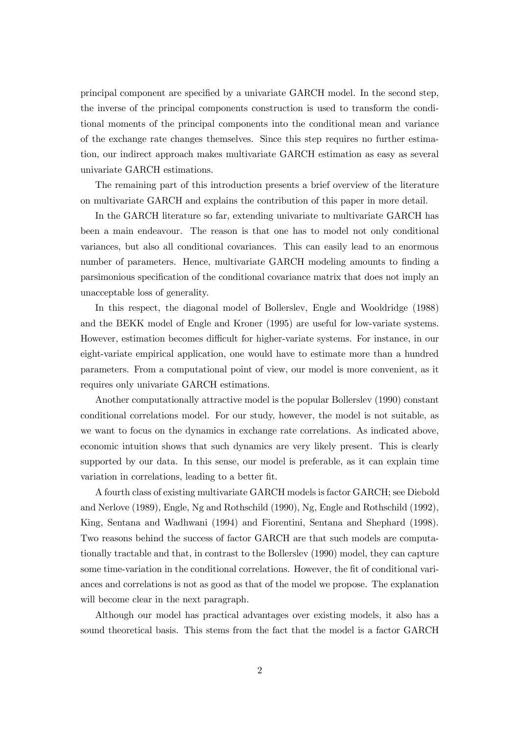principal component are specified by a univariate GARCH model. In the second step, the inverse of the principal components construction is used to transform the conditional moments of the principal components into the conditional mean and variance of the exchange rate changes themselves. Since this step requires no further estimation, our indirect approach makes multivariate GARCH estimation as easy as several univariate GARCH estimations.

The remaining part of this introduction presents a brief overview of the literature on multivariate GARCH and explains the contribution of this paper in more detail.

In the GARCH literature so far, extending univariate to multivariate GARCH has been a main endeavour. The reason is that one has to model not only conditional variances, but also all conditional covariances. This can easily lead to an enormous number of parameters. Hence, multivariate GARCH modeling amounts to finding a parsimonious specification of the conditional covariance matrix that does not imply an unacceptable loss of generality.

In this respect, the diagonal model of Bollerslev, Engle and Wooldridge (1988) and the BEKK model of Engle and Kroner (1995) are useful for low-variate systems. However, estimation becomes difficult for higher-variate systems. For instance, in our eight-variate empirical application, one would have to estimate more than a hundred parameters. From a computational point of view, our model is more convenient, as it requires only univariate GARCH estimations.

Another computationally attractive model is the popular Bollerslev (1990) constant conditional correlations model. For our study, however, the model is not suitable, as we want to focus on the dynamics in exchange rate correlations. As indicated above, economic intuition shows that such dynamics are very likely present. This is clearly supported by our data. In this sense, our model is preferable, as it can explain time variation in correlations, leading to a better fit.

A fourth class of existing multivariate GARCH models is factor GARCH; see Diebold and Nerlove (1989), Engle, Ng and Rothschild (1990), Ng, Engle and Rothschild (1992), King, Sentana and Wadhwani (1994) and Fiorentini, Sentana and Shephard (1998). Two reasons behind the success of factor GARCH are that such models are computationally tractable and that, in contrast to the Bollerslev (1990) model, they can capture some time-variation in the conditional correlations. However, the fit of conditional variances and correlations is not as good as that of the model we propose. The explanation will become clear in the next paragraph.

Although our model has practical advantages over existing models, it also has a sound theoretical basis. This stems from the fact that the model is a factor GARCH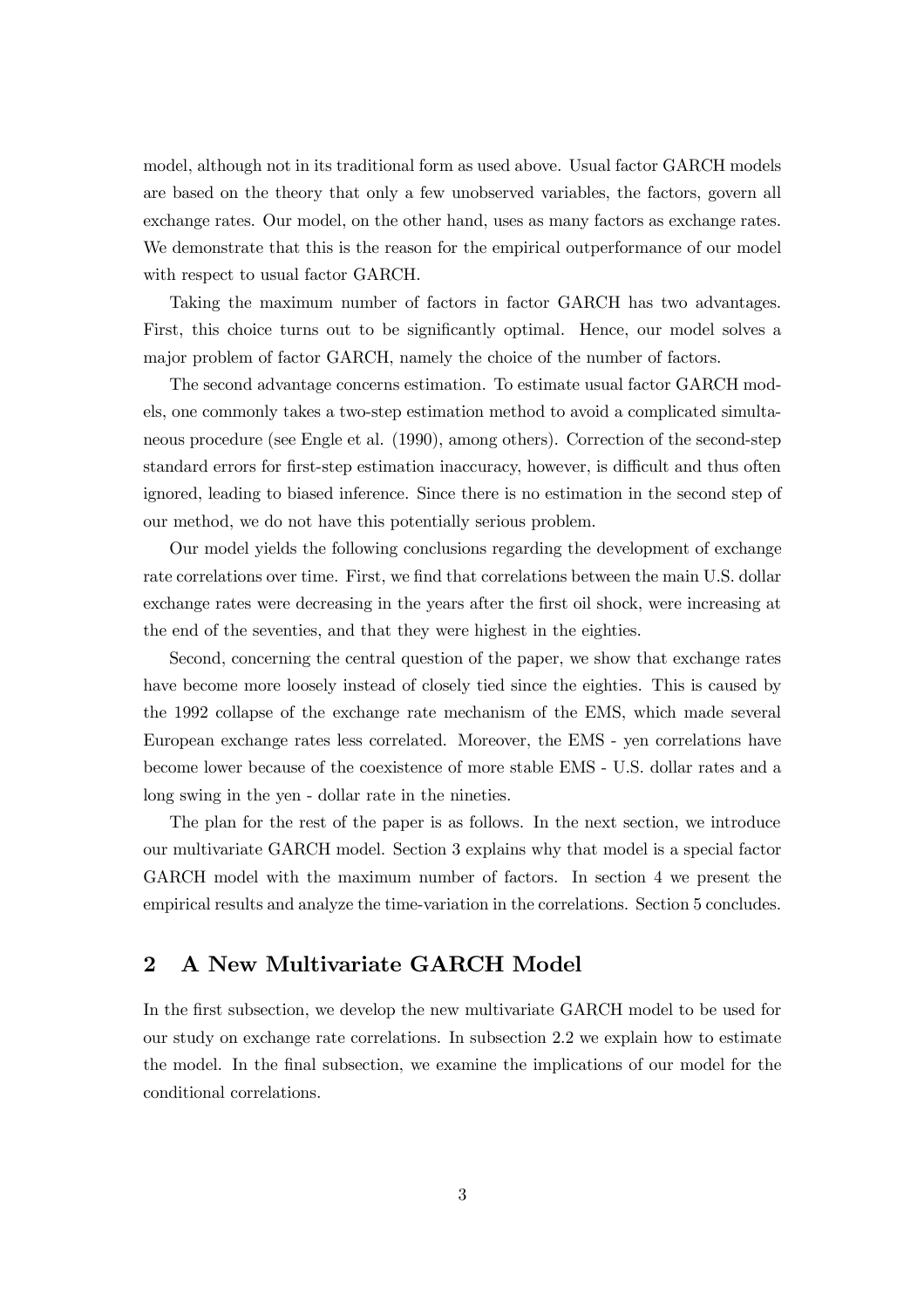model, although not in its traditional form as used above. Usual factor GARCH models are based on the theory that only a few unobserved variables, the factors, govern all exchange rates. Our model, on the other hand, uses as many factors as exchange rates. We demonstrate that this is the reason for the empirical outperformance of our model with respect to usual factor GARCH.

Taking the maximum number of factors in factor GARCH has two advantages. First, this choice turns out to be significantly optimal. Hence, our model solves a major problem of factor GARCH, namely the choice of the number of factors.

The second advantage concerns estimation. To estimate usual factor GARCH models, one commonly takes a two-step estimation method to avoid a complicated simultaneous procedure (see Engle et al. (1990), among others). Correction of the second-step standard errors for first-step estimation inaccuracy, however, is difficult and thus often ignored, leading to biased inference. Since there is no estimation in the second step of our method, we do not have this potentially serious problem.

Our model yields the following conclusions regarding the development of exchange rate correlations over time. First, we find that correlations between the main U.S. dollar exchange rates were decreasing in the years after the first oil shock, were increasing at the end of the seventies, and that they were highest in the eighties.

Second, concerning the central question of the paper, we show that exchange rates have become more loosely instead of closely tied since the eighties. This is caused by the 1992 collapse of the exchange rate mechanism of the EMS, which made several European exchange rates less correlated. Moreover, the EMS - yen correlations have become lower because of the coexistence of more stable EMS - U.S. dollar rates and a long swing in the yen - dollar rate in the nineties.

The plan for the rest of the paper is as follows. In the next section, we introduce our multivariate GARCH model. Section 3 explains why that model is a special factor GARCH model with the maximum number of factors. In section 4 we present the empirical results and analyze the time-variation in the correlations. Section 5 concludes.

## 2 A New Multivariate GARCH Model

In the first subsection, we develop the new multivariate GARCH model to be used for our study on exchange rate correlations. In subsection 2.2 we explain how to estimate the model. In the final subsection, we examine the implications of our model for the conditional correlations.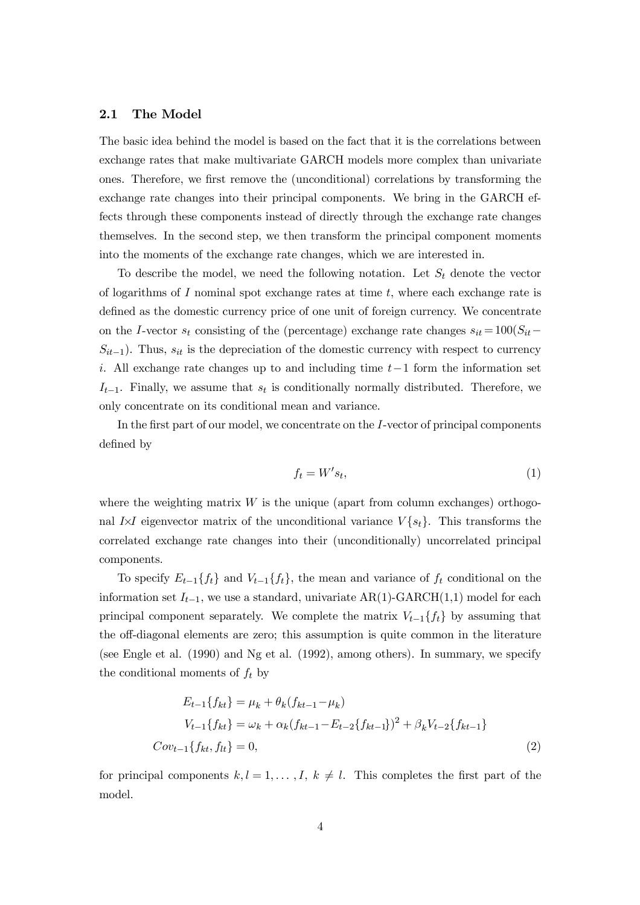### 2.1 The Model

The basic idea behind the model is based on the fact that it is the correlations between exchange rates that make multivariate GARCH models more complex than univariate ones. Therefore, we first remove the (unconditional) correlations by transforming the exchange rate changes into their principal components. We bring in the GARCH effects through these components instead of directly through the exchange rate changes themselves. In the second step, we then transform the principal component moments into the moments of the exchange rate changes, which we are interested in.

To describe the model, we need the following notation. Let $S_t$ denote the vector of logarithms of $I$ nominal spot exchange rates at time $t$, where each exchange rate is defined as the domestic currency price of one unit of foreign currency. We concentrate on the $I$-vector $s_t$ consisting of the (percentage) exchange rate changes $s_{it} = 100(S_{it} - S_{it-1})$. Thus, $s_{it}$ is the depreciation of the domestic currency with respect to currency $i$. All exchange rate changes up to and including time $t-1$ form the information set $I_{t-1}$. Finally, we assume that $s_t$ is conditionally normally distributed. Therefore, we only concentrate on its conditional mean and variance.

In the first part of our model, we concentrate on the $I$-vector of principal components defined by

$$f_t = W' s_t, \tag{1}$$

where the weighting matrix $W$ is the unique (apart from column exchanges) orthogonal $I{\times}I$ eigenvector matrix of the unconditional variance $V\{s_t\}$. This transforms the correlated exchange rate changes into their (unconditionally) uncorrelated principal components.

To specify $E_{t-1}\{f_t\}$ and $V_{t-1}\{f_t\}$, the mean and variance of $f_t$ conditional on the information set $I_{t-1}$, we use a standard, univariate AR(1)-GARCH(1,1) model for each principal component separately. We complete the matrix $V_{t-1}\{f_t\}$ by assuming that the off-diagonal elements are zero; this assumption is quite common in the literature (see Engle et al. (1990) and Ng et al. (1992), among others). In summary, we specify the conditional moments of $f_t$ by

$$\begin{aligned} E_{t-1}\{f_{kt}\} &= \mu_k + \theta_k (f_{kt-1} - \mu_k) \\ V_{t-1}\{f_{kt}\} &= \omega_k + \alpha_k (f_{kt-1} - E_{t-2}\{f_{kt-1}\})^2 + \beta_k V_{t-2}\{f_{kt-1}\} \\ Cov_{t-1}\{f_{kt}, f_{lt}\} &= 0, \end{aligned} \tag{2}$$

for principal components $k, l = 1, \ldots, I$, $k \neq l$. This completes the first part of the model.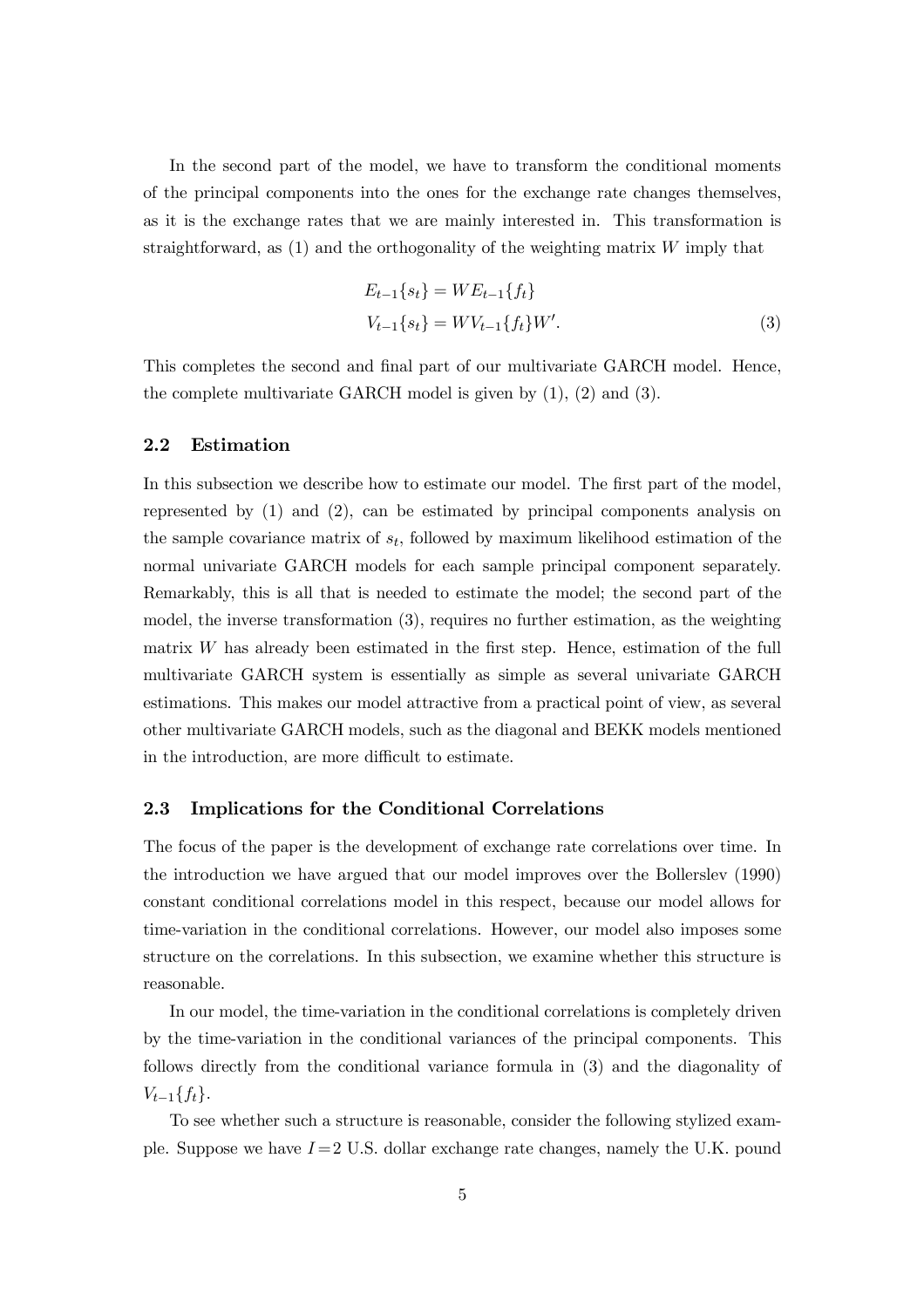In the second part of the model, we have to transform the conditional moments of the principal components into the ones for the exchange rate changes themselves, as it is the exchange rates that we are mainly interested in. This transformation is straightforward, as (1) and the orthogonality of the weighting matrix $W$ imply that

$$
\begin{aligned}
E_{t-1}\{s_t\} &= W E_{t-1}\{f_t\} \\
V_{t-1}\{s_t\} &= W V_{t-1}\{f_t\} W'.
\end{aligned} \tag{3}
$$

This completes the second and final part of our multivariate GARCH model. Hence, the complete multivariate GARCH model is given by (1), (2) and (3).

### 2.2 Estimation

In this subsection we describe how to estimate our model. The first part of the model, represented by (1) and (2), can be estimated by principal components analysis on the sample covariance matrix of $s_t$, followed by maximum likelihood estimation of the normal univariate GARCH models for each sample principal component separately. Remarkably, this is all that is needed to estimate the model; the second part of the model, the inverse transformation (3), requires no further estimation, as the weighting matrix $W$ has already been estimated in the first step. Hence, estimation of the full multivariate GARCH system is essentially as simple as several univariate GARCH estimations. This makes our model attractive from a practical point of view, as several other multivariate GARCH models, such as the diagonal and BEKK models mentioned in the introduction, are more difficult to estimate.

### 2.3 Implications for the Conditional Correlations

The focus of the paper is the development of exchange rate correlations over time. In the introduction we have argued that our model improves over the Bollerslev (1990) constant conditional correlations model in this respect, because our model allows for time-variation in the conditional correlations. However, our model also imposes some structure on the correlations. In this subsection, we examine whether this structure is reasonable.

In our model, the time-variation in the conditional correlations is completely driven by the time-variation in the conditional variances of the principal components. This follows directly from the conditional variance formula in (3) and the diagonality of $V_{t-1}\{f_t\}$.

To see whether such a structure is reasonable, consider the following stylized example. Suppose we have $I = 2$ U.S. dollar exchange rate changes, namely the U.K. pound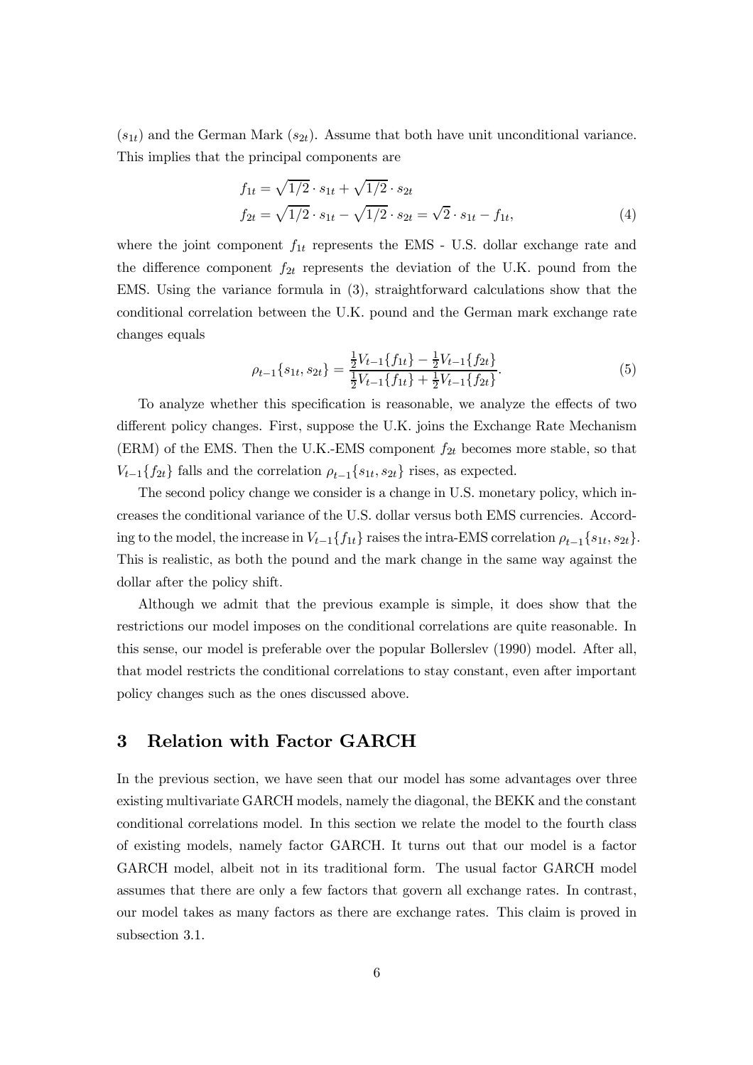($s_{1t}$) and the German Mark ($s_{2t}$). Assume that both have unit unconditional variance. This implies that the principal components are

$$f_{1t} = \sqrt{1/2} \cdot s_{1t} + \sqrt{1/2} \cdot s_{2t}$$
$$f_{2t} = \sqrt{1/2} \cdot s_{1t} - \sqrt{1/2} \cdot s_{2t} = \sqrt{2} \cdot s_{1t} - f_{1t}, \tag{4}$$

where the joint component $f_{1t}$ represents the EMS - U.S. dollar exchange rate and the difference component $f_{2t}$ represents the deviation of the U.K. pound from the EMS. Using the variance formula in (3), straightforward calculations show that the conditional correlation between the U.K. pound and the German mark exchange rate changes equals

$$\rho_{t-1}\{s_{1t}, s_{2t}\} = \frac{\frac{1}{2}V_{t-1}\{f_{1t}\} - \frac{1}{2}V_{t-1}\{f_{2t}\}}{\frac{1}{2}V_{t-1}\{f_{1t}\} + \frac{1}{2}V_{t-1}\{f_{2t}\}}. \tag{5}$$

To analyze whether this specification is reasonable, we analyze the effects of two different policy changes. First, suppose the U.K. joins the Exchange Rate Mechanism (ERM) of the EMS. Then the U.K.-EMS component $f_{2t}$ becomes more stable, so that $V_{t-1}\{f_{2t}\}$ falls and the correlation $\rho_{t-1}\{s_{1t}, s_{2t}\}$ rises, as expected.

The second policy change we consider is a change in U.S. monetary policy, which increases the conditional variance of the U.S. dollar versus both EMS currencies. According to the model, the increase in $V_{t-1}\{f_{1t}\}$ raises the intra-EMS correlation $\rho_{t-1}\{s_{1t}, s_{2t}\}$. This is realistic, as both the pound and the mark change in the same way against the dollar after the policy shift.

Although we admit that the previous example is simple, it does show that the restrictions our model imposes on the conditional correlations are quite reasonable. In this sense, our model is preferable over the popular Bollerslev (1990) model. After all, that model restricts the conditional correlations to stay constant, even after important policy changes such as the ones discussed above.

# 3 Relation with Factor GARCH

In the previous section, we have seen that our model has some advantages over three existing multivariate GARCH models, namely the diagonal, the BEKK and the constant conditional correlations model. In this section we relate the model to the fourth class of existing models, namely factor GARCH. It turns out that our model is a factor GARCH model, albeit not in its traditional form. The usual factor GARCH model assumes that there are only a few factors that govern all exchange rates. In contrast, our model takes as many factors as there are exchange rates. This claim is proved in subsection 3.1.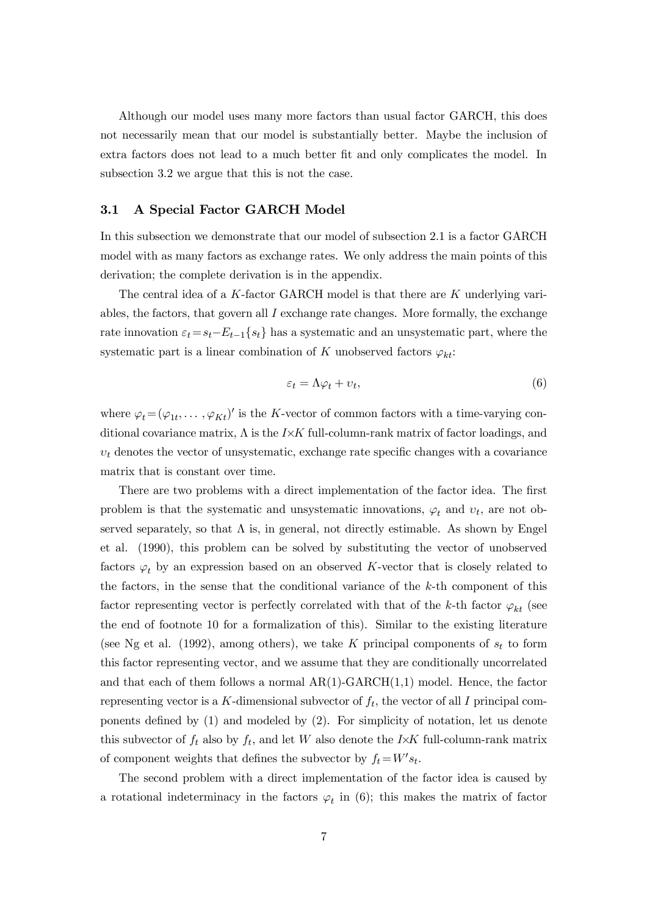Although our model uses many more factors than usual factor GARCH, this does not necessarily mean that our model is substantially better. Maybe the inclusion of extra factors does not lead to a much better fit and only complicates the model. In subsection 3.2 we argue that this is not the case.

### 3.1 A Special Factor GARCH Model

In this subsection we demonstrate that our model of subsection 2.1 is a factor GARCH model with as many factors as exchange rates. We only address the main points of this derivation; the complete derivation is in the appendix.

The central idea of a $K$-factor GARCH model is that there are $K$ underlying variables, the factors, that govern all $I$ exchange rate changes. More formally, the exchange rate innovation $\varepsilon_t = s_t - E_{t-1}\{s_t\}$ has a systematic and an unsystematic part, where the systematic part is a linear combination of $K$ unobserved factors $\varphi_{kt}$:

$$\varepsilon_t = \Lambda \varphi_t + \upsilon_t, \tag{6}$$

where $\varphi_t = (\varphi_{1t}, \ldots, \varphi_{Kt})'$ is the $K$-vector of common factors with a time-varying conditional covariance matrix, $\Lambda$ is the $I{\times}K$ full-column-rank matrix of factor loadings, and $\upsilon_t$ denotes the vector of unsystematic, exchange rate specific changes with a covariance matrix that is constant over time.

There are two problems with a direct implementation of the factor idea. The first problem is that the systematic and unsystematic innovations, $\varphi_t$ and $\upsilon_t$, are not observed separately, so that $\Lambda$ is, in general, not directly estimable. As shown by Engel et al. (1990), this problem can be solved by substituting the vector of unobserved factors $\varphi_t$ by an expression based on an observed $K$-vector that is closely related to the factors, in the sense that the conditional variance of the $k$-th component of this factor representing vector is perfectly correlated with that of the $k$-th factor $\varphi_{kt}$ (see the end of footnote 10 for a formalization of this). Similar to the existing literature (see Ng et al. (1992), among others), we take $K$ principal components of $s_t$ to form this factor representing vector, and we assume that they are conditionally uncorrelated and that each of them follows a normal AR(1)-GARCH(1,1) model. Hence, the factor representing vector is a $K$-dimensional subvector of $f_t$, the vector of all $I$ principal components defined by (1) and modeled by (2). For simplicity of notation, let us denote this subvector of $f_t$ also by $f_t$, and let $W$ also denote the $I{\times}K$ full-column-rank matrix of component weights that defines the subvector by $f_t = W's_t$.

The second problem with a direct implementation of the factor idea is caused by a rotational indeterminacy in the factors $\varphi_t$ in (6); this makes the matrix of factor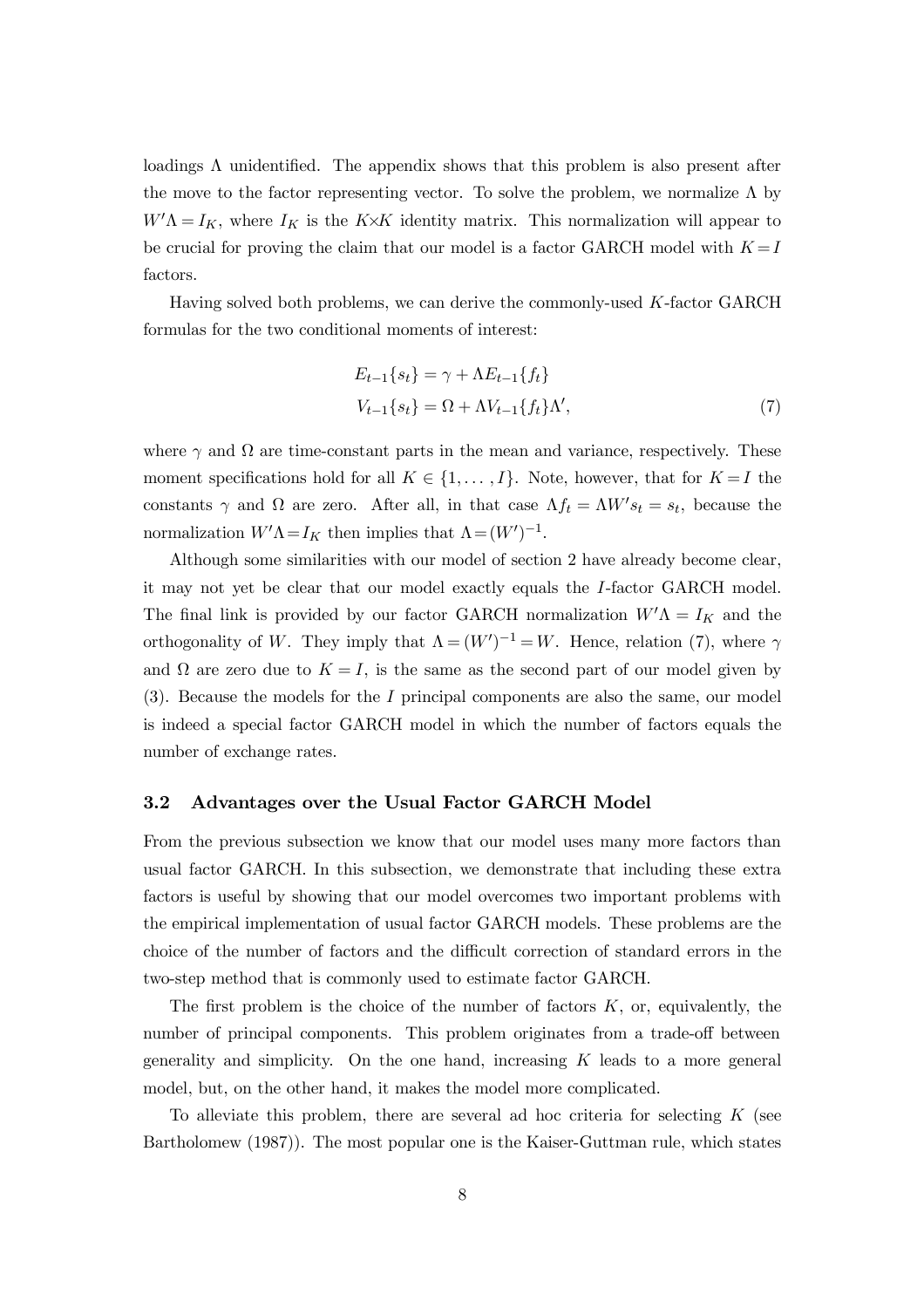loadings $\Lambda$ unidentified. The appendix shows that this problem is also present after the move to the factor representing vector. To solve the problem, we normalize $\Lambda$ by $W'\Lambda = I_K$, where $I_K$ is the $K \times K$ identity matrix. This normalization will appear to be crucial for proving the claim that our model is a factor GARCH model with $K = I$ factors.

Having solved both problems, we can derive the commonly-used $K$-factor GARCH formulas for the two conditional moments of interest:

$$
\begin{aligned}
E_{t-1}\{s_t\} &= \gamma + \Lambda E_{t-1}\{f_t\} \\
V_{t-1}\{s_t\} &= \Omega + \Lambda V_{t-1}\{f_t\}\Lambda',
\end{aligned}
\tag{7}
$$

where $\gamma$ and $\Omega$ are time-constant parts in the mean and variance, respectively. These moment specifications hold for all $K \in \{1, \ldots, I\}$. Note, however, that for $K = I$ the constants $\gamma$ and $\Omega$ are zero. After all, in that case $\Lambda f_t = \Lambda W' s_t = s_t$, because the normalization $W'\Lambda = I_K$ then implies that $\Lambda = (W')^{-1}$.

Although some similarities with our model of section 2 have already become clear, it may not yet be clear that our model exactly equals the $I$-factor GARCH model. The final link is provided by our factor GARCH normalization $W'\Lambda = I_K$ and the orthogonality of $W$. They imply that $\Lambda = (W')^{-1} = W$. Hence, relation (7), where $\gamma$ and $\Omega$ are zero due to $K = I$, is the same as the second part of our model given by (3). Because the models for the $I$ principal components are also the same, our model is indeed a special factor GARCH model in which the number of factors equals the number of exchange rates.

### 3.2 Advantages over the Usual Factor GARCH Model

From the previous subsection we know that our model uses many more factors than usual factor GARCH. In this subsection, we demonstrate that including these extra factors is useful by showing that our model overcomes two important problems with the empirical implementation of usual factor GARCH models. These problems are the choice of the number of factors and the difficult correction of standard errors in the two-step method that is commonly used to estimate factor GARCH.

The first problem is the choice of the number of factors $K$, or, equivalently, the number of principal components. This problem originates from a trade-off between generality and simplicity. On the one hand, increasing $K$ leads to a more general model, but, on the other hand, it makes the model more complicated.

To alleviate this problem, there are several ad hoc criteria for selecting $K$ (see Bartholomew (1987)). The most popular one is the Kaiser-Guttman rule, which states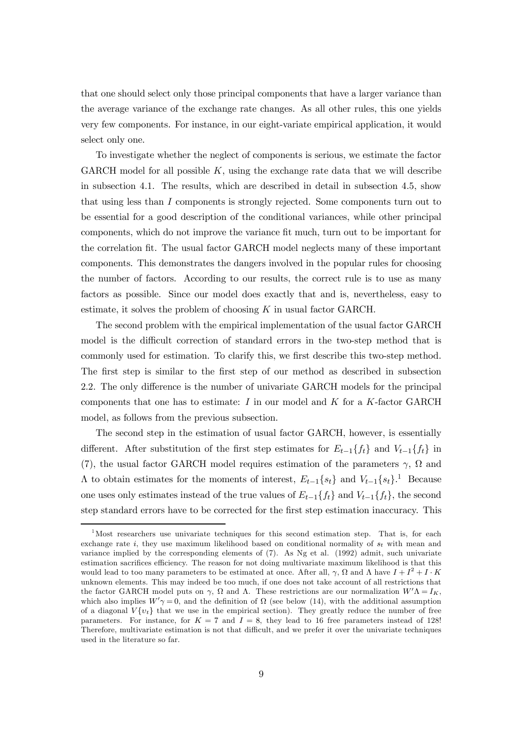that one should select only those principal components that have a larger variance than the average variance of the exchange rate changes. As all other rules, this one yields very few components. For instance, in our eight-variate empirical application, it would select only one.

To investigate whether the neglect of components is serious, we estimate the factor GARCH model for all possible $K$, using the exchange rate data that we will describe in subsection 4.1. The results, which are described in detail in subsection 4.5, show that using less than $I$ components is strongly rejected. Some components turn out to be essential for a good description of the conditional variances, while other principal components, which do not improve the variance fit much, turn out to be important for the correlation fit. The usual factor GARCH model neglects many of these important components. This demonstrates the dangers involved in the popular rules for choosing the number of factors. According to our results, the correct rule is to use as many factors as possible. Since our model does exactly that and is, nevertheless, easy to estimate, it solves the problem of choosing $K$ in usual factor GARCH.

The second problem with the empirical implementation of the usual factor GARCH model is the difficult correction of standard errors in the two-step method that is commonly used for estimation. To clarify this, we first describe this two-step method. The first step is similar to the first step of our method as described in subsection 2.2. The only difference is the number of univariate GARCH models for the principal components that one has to estimate: $I$ in our model and $K$ for a $K$-factor GARCH model, as follows from the previous subsection.

The second step in the estimation of usual factor GARCH, however, is essentially different. After substitution of the first step estimates for $E_{t-1}\{f_t\}$ and $V_{t-1}\{f_t\}$ in (7), the usual factor GARCH model requires estimation of the parameters $\gamma$, $\Omega$ and $\Lambda$ to obtain estimates for the moments of interest, $E_{t-1}\{s_t\}$ and $V_{t-1}\{s_t\}$.[1] Because one uses only estimates instead of the true values of $E_{t-1}\{f_t\}$ and $V_{t-1}\{f_t\}$, the second step standard errors have to be corrected for the first step estimation inaccuracy. This

[1] Most researchers use univariate techniques for this second estimation step. That is, for each exchange rate $i$, they use maximum likelihood based on conditional normality of $s_t$ with mean and variance implied by the corresponding elements of (7). As Ng et al. (1992) admit, such univariate estimation sacrifices efficiency. The reason for not doing multivariate maximum likelihood is that this would lead to too many parameters to be estimated at once. After all, $\gamma$, $\Omega$ and $\Lambda$ have $I + I^2 + I \cdot K$ unknown elements. This may indeed be too much, if one does not take account of all restrictions that the factor GARCH model puts on $\gamma$, $\Omega$ and $\Lambda$. These restrictions are our normalization $W'\Lambda = I_K$, which also implies $W'\gamma = 0$, and the definition of $\Omega$ (see below (14), with the additional assumption of a diagonal $V\{v_t\}$ that we use in the empirical section). They greatly reduce the number of free parameters. For instance, for $K = 7$ and $I = 8$, they lead to 16 free parameters instead of 128! Therefore, multivariate estimation is not that difficult, and we prefer it over the univariate techniques used in the literature so far.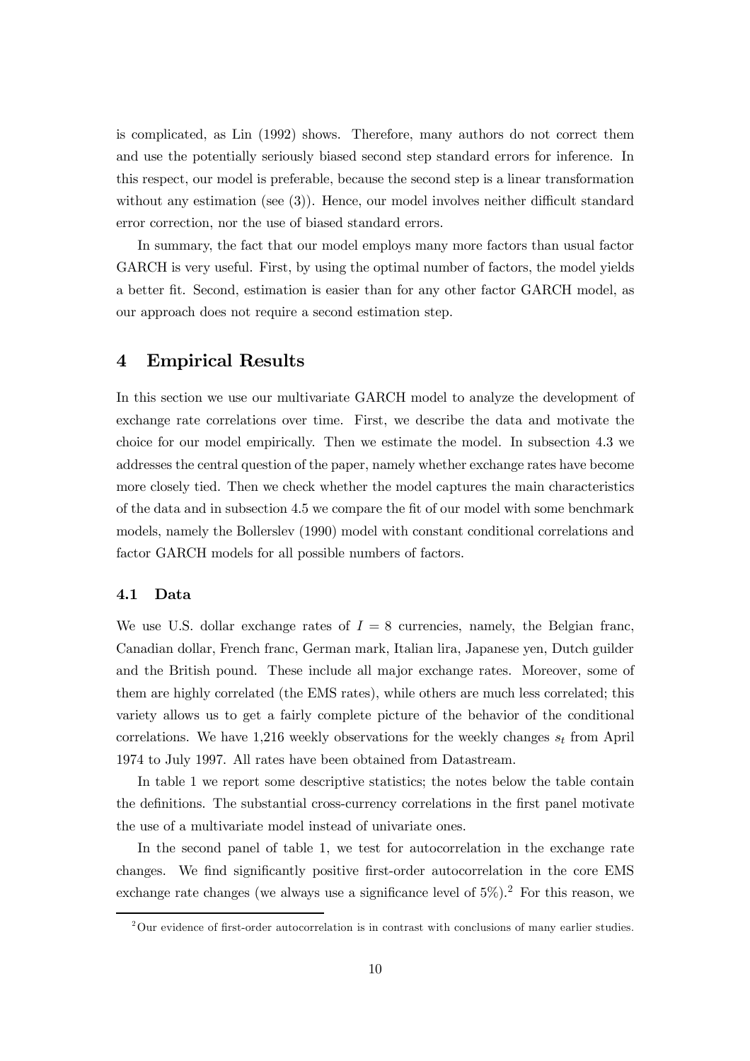is complicated, as Lin (1992) shows. Therefore, many authors do not correct them and use the potentially seriously biased second step standard errors for inference. In this respect, our model is preferable, because the second step is a linear transformation without any estimation (see (3)). Hence, our model involves neither difficult standard error correction, nor the use of biased standard errors.

In summary, the fact that our model employs many more factors than usual factor GARCH is very useful. First, by using the optimal number of factors, the model yields a better fit. Second, estimation is easier than for any other factor GARCH model, as our approach does not require a second estimation step.

## 4 Empirical Results

In this section we use our multivariate GARCH model to analyze the development of exchange rate correlations over time. First, we describe the data and motivate the choice for our model empirically. Then we estimate the model. In subsection 4.3 we addresses the central question of the paper, namely whether exchange rates have become more closely tied. Then we check whether the model captures the main characteristics of the data and in subsection 4.5 we compare the fit of our model with some benchmark models, namely the Bollerslev (1990) model with constant conditional correlations and factor GARCH models for all possible numbers of factors.

### 4.1 Data

We use U.S. dollar exchange rates of $I = 8$ currencies, namely, the Belgian franc, Canadian dollar, French franc, German mark, Italian lira, Japanese yen, Dutch guilder and the British pound. These include all major exchange rates. Moreover, some of them are highly correlated (the EMS rates), while others are much less correlated; this variety allows us to get a fairly complete picture of the behavior of the conditional correlations. We have 1,216 weekly observations for the weekly changes $s_t$ from April 1974 to July 1997. All rates have been obtained from Datastream.

In table 1 we report some descriptive statistics; the notes below the table contain the definitions. The substantial cross-currency correlations in the first panel motivate the use of a multivariate model instead of univariate ones.

In the second panel of table 1, we test for autocorrelation in the exchange rate changes. We find significantly positive first-order autocorrelation in the core EMS exchange rate changes (we always use a significance level of 5%).[2] For this reason, we

[2] Our evidence of first-order autocorrelation is in contrast with conclusions of many earlier studies.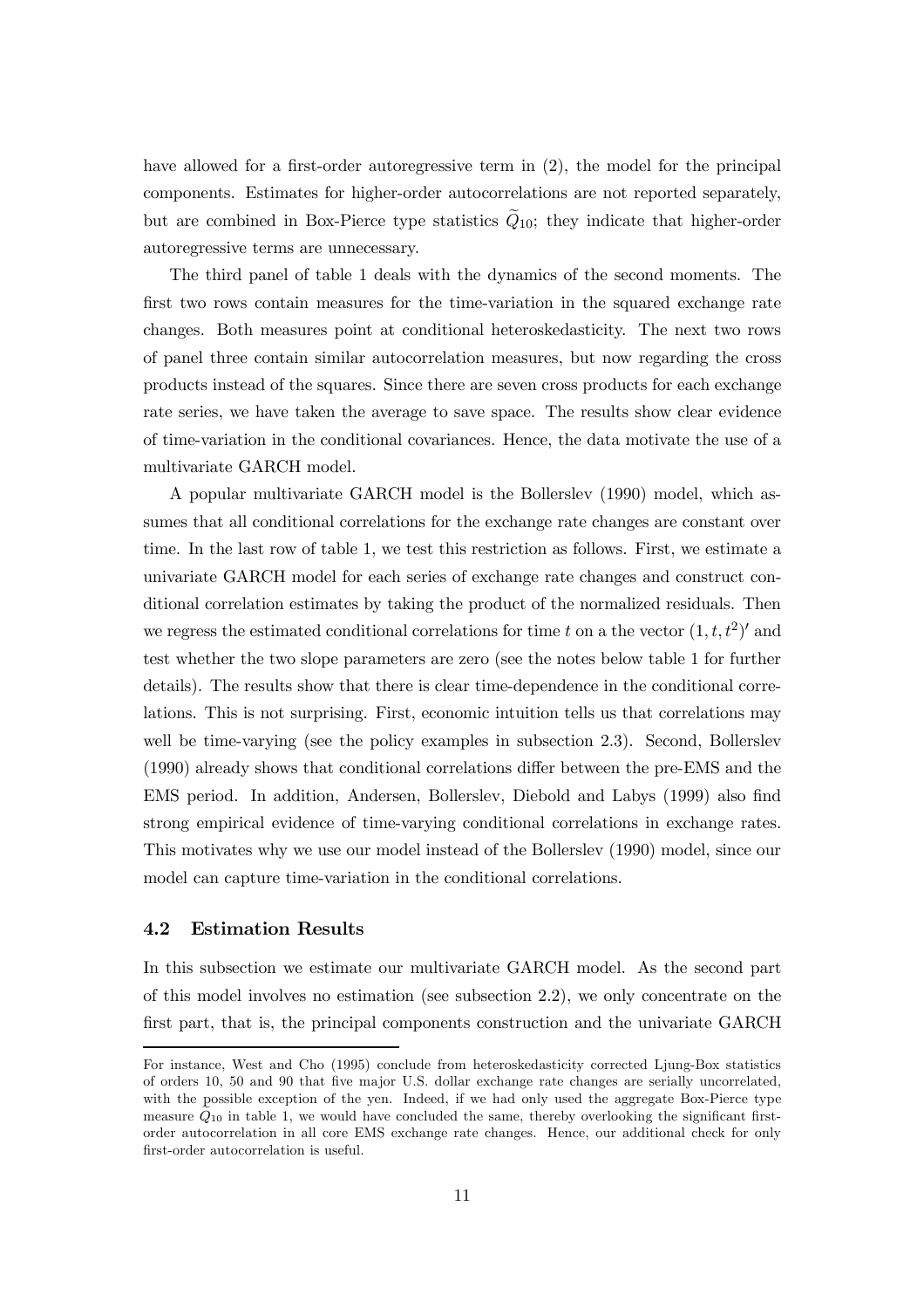have allowed for a first-order autoregressive term in (2), the model for the principal components. Estimates for higher-order autocorrelations are not reported separately, but are combined in Box-Pierce type statistics $\widetilde{Q}_{10}$; they indicate that higher-order autoregressive terms are unnecessary.

The third panel of table 1 deals with the dynamics of the second moments. The first two rows contain measures for the time-variation in the squared exchange rate changes. Both measures point at conditional heteroskedasticity. The next two rows of panel three contain similar autocorrelation measures, but now regarding the cross products instead of the squares. Since there are seven cross products for each exchange rate series, we have taken the average to save space. The results show clear evidence of time-variation in the conditional covariances. Hence, the data motivate the use of a multivariate GARCH model.

A popular multivariate GARCH model is the Bollerslev (1990) model, which assumes that all conditional correlations for the exchange rate changes are constant over time. In the last row of table 1, we test this restriction as follows. First, we estimate a univariate GARCH model for each series of exchange rate changes and construct conditional correlation estimates by taking the product of the normalized residuals. Then we regress the estimated conditional correlations for time $t$ on a the vector $(1, t, t^2)'$ and test whether the two slope parameters are zero (see the notes below table 1 for further details). The results show that there is clear time-dependence in the conditional correlations. This is not surprising. First, economic intuition tells us that correlations may well be time-varying (see the policy examples in subsection 2.3). Second, Bollerslev (1990) already shows that conditional correlations differ between the pre-EMS and the EMS period. In addition, Andersen, Bollerslev, Diebold and Labys (1999) also find strong empirical evidence of time-varying conditional correlations in exchange rates. This motivates why we use our model instead of the Bollerslev (1990) model, since our model can capture time-variation in the conditional correlations.

### 4.2 Estimation Results

In this subsection we estimate our multivariate GARCH model. As the second part of this model involves no estimation (see subsection 2.2), we only concentrate on the first part, that is, the principal components construction and the univariate GARCH

---

For instance, West and Cho (1995) conclude from heteroskedasticity corrected Ljung-Box statistics of orders 10, 50 and 90 that five major U.S. dollar exchange rate changes are serially uncorrelated, with the possible exception of the yen. Indeed, if we had only used the aggregate Box-Pierce type measure $\widetilde{Q}_{10}$ in table 1, we would have concluded the same, thereby overlooking the significant first-order autocorrelation in all core EMS exchange rate changes. Hence, our additional check for only first-order autocorrelation is useful.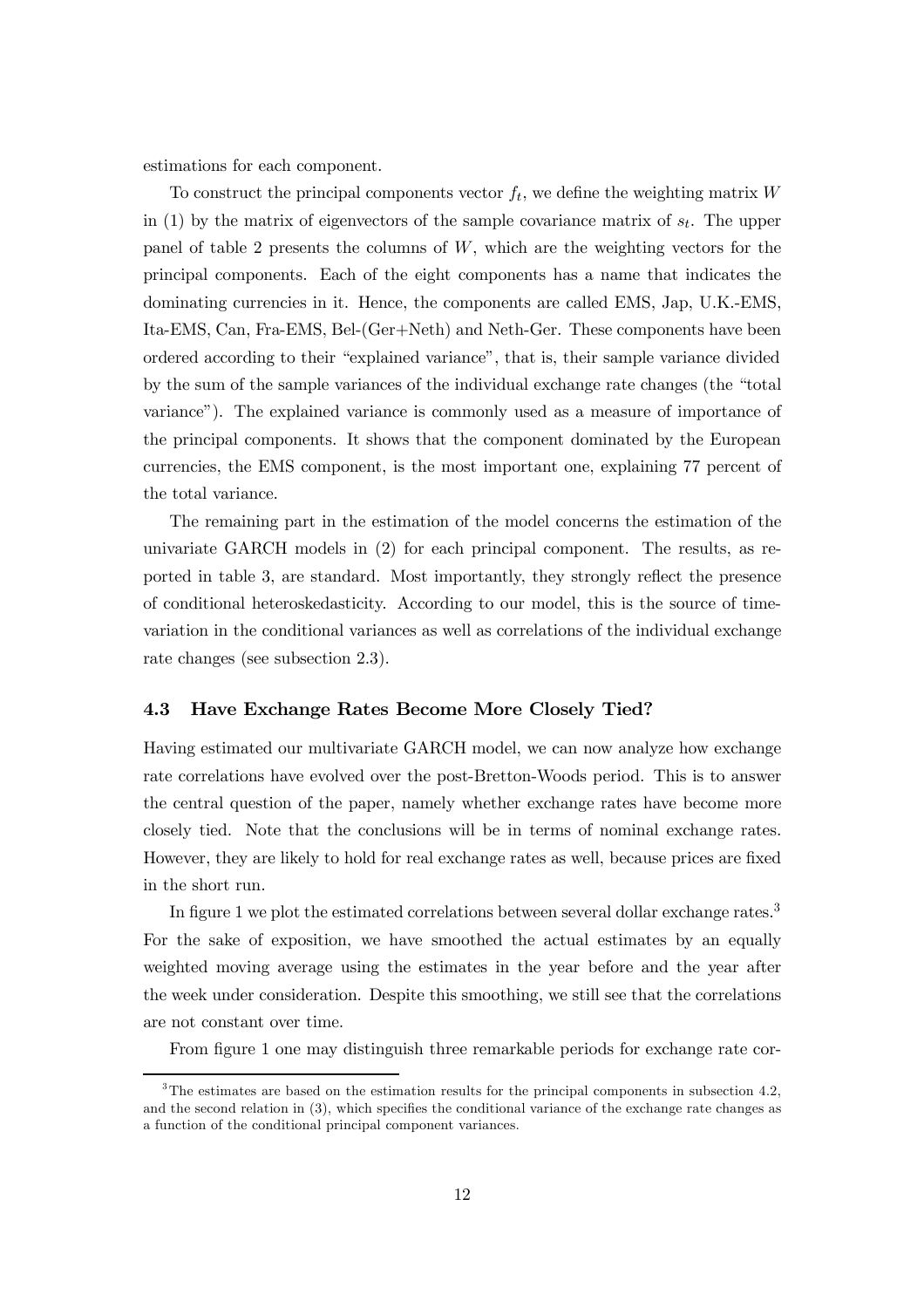estimations for each component.

To construct the principal components vector $f_t$, we define the weighting matrix $W$ in (1) by the matrix of eigenvectors of the sample covariance matrix of $s_t$. The upper panel of table 2 presents the columns of $W$, which are the weighting vectors for the principal components. Each of the eight components has a name that indicates the dominating currencies in it. Hence, the components are called EMS, Jap, U.K.-EMS, Ita-EMS, Can, Fra-EMS, Bel-(Ger+Neth) and Neth-Ger. These components have been ordered according to their "explained variance", that is, their sample variance divided by the sum of the sample variances of the individual exchange rate changes (the "total variance"). The explained variance is commonly used as a measure of importance of the principal components. It shows that the component dominated by the European currencies, the EMS component, is the most important one, explaining 77 percent of the total variance.

The remaining part in the estimation of the model concerns the estimation of the univariate GARCH models in (2) for each principal component. The results, as reported in table 3, are standard. Most importantly, they strongly reflect the presence of conditional heteroskedasticity. According to our model, this is the source of time-variation in the conditional variances as well as correlations of the individual exchange rate changes (see subsection 2.3).

### 4.3 Have Exchange Rates Become More Closely Tied?

Having estimated our multivariate GARCH model, we can now analyze how exchange rate correlations have evolved over the post-Bretton-Woods period. This is to answer the central question of the paper, namely whether exchange rates have become more closely tied. Note that the conclusions will be in terms of nominal exchange rates. However, they are likely to hold for real exchange rates as well, because prices are fixed in the short run.

In figure 1 we plot the estimated correlations between several dollar exchange rates.[3] For the sake of exposition, we have smoothed the actual estimates by an equally weighted moving average using the estimates in the year before and the year after the week under consideration. Despite this smoothing, we still see that the correlations are not constant over time.

From figure 1 one may distinguish three remarkable periods for exchange rate cor-

[3] The estimates are based on the estimation results for the principal components in subsection 4.2, and the second relation in (3), which specifies the conditional variance of the exchange rate changes as a function of the conditional principal component variances.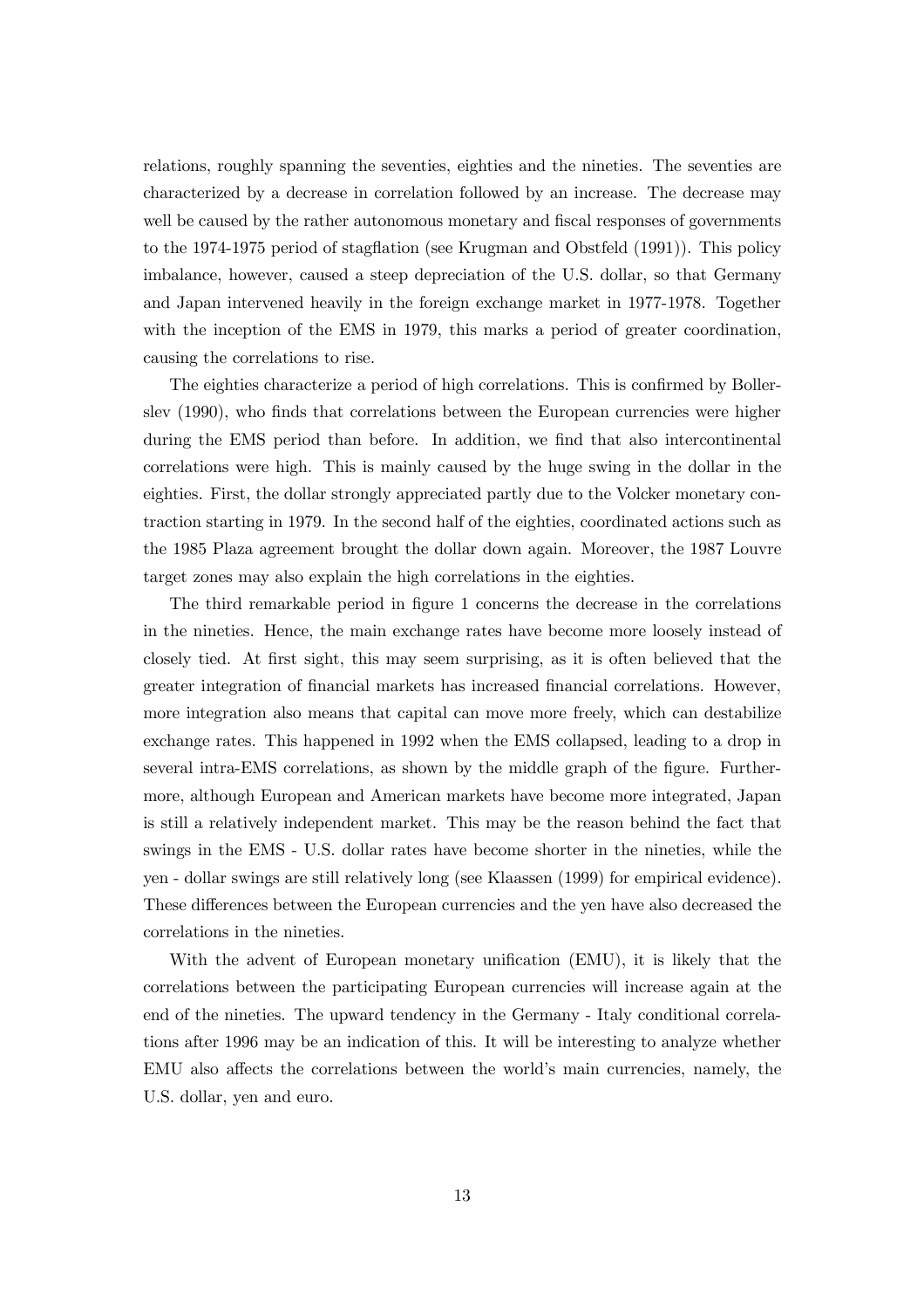relations, roughly spanning the seventies, eighties and the nineties. The seventies are characterized by a decrease in correlation followed by an increase. The decrease may well be caused by the rather autonomous monetary and fiscal responses of governments to the 1974-1975 period of stagflation (see Krugman and Obstfeld (1991)). This policy imbalance, however, caused a steep depreciation of the U.S. dollar, so that Germany and Japan intervened heavily in the foreign exchange market in 1977-1978. Together with the inception of the EMS in 1979, this marks a period of greater coordination, causing the correlations to rise.

The eighties characterize a period of high correlations. This is confirmed by Bollerslev (1990), who finds that correlations between the European currencies were higher during the EMS period than before. In addition, we find that also intercontinental correlations were high. This is mainly caused by the huge swing in the dollar in the eighties. First, the dollar strongly appreciated partly due to the Volcker monetary contraction starting in 1979. In the second half of the eighties, coordinated actions such as the 1985 Plaza agreement brought the dollar down again. Moreover, the 1987 Louvre target zones may also explain the high correlations in the eighties.

The third remarkable period in figure 1 concerns the decrease in the correlations in the nineties. Hence, the main exchange rates have become more loosely instead of closely tied. At first sight, this may seem surprising, as it is often believed that the greater integration of financial markets has increased financial correlations. However, more integration also means that capital can move more freely, which can destabilize exchange rates. This happened in 1992 when the EMS collapsed, leading to a drop in several intra-EMS correlations, as shown by the middle graph of the figure. Furthermore, although European and American markets have become more integrated, Japan is still a relatively independent market. This may be the reason behind the fact that swings in the EMS - U.S. dollar rates have become shorter in the nineties, while the yen - dollar swings are still relatively long (see Klaassen (1999) for empirical evidence). These differences between the European currencies and the yen have also decreased the correlations in the nineties.

With the advent of European monetary unification (EMU), it is likely that the correlations between the participating European currencies will increase again at the end of the nineties. The upward tendency in the Germany - Italy conditional correlations after 1996 may be an indication of this. It will be interesting to analyze whether EMU also affects the correlations between the world's main currencies, namely, the U.S. dollar, yen and euro.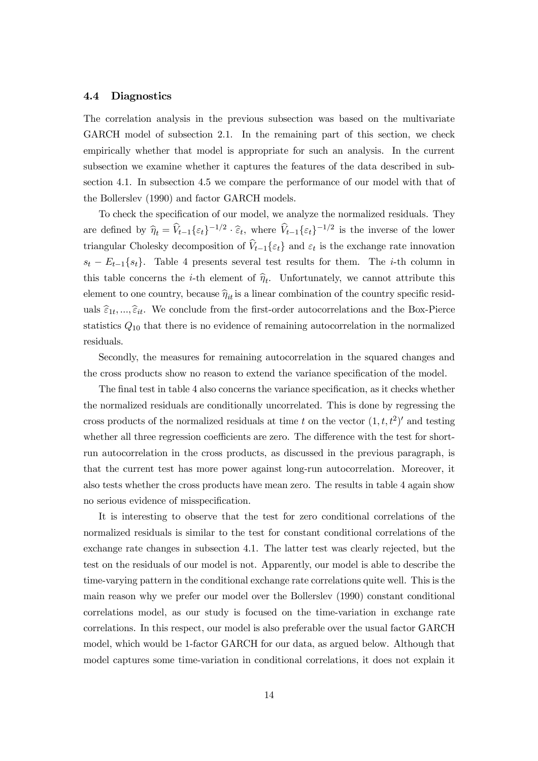### 4.4 Diagnostics

The correlation analysis in the previous subsection was based on the multivariate GARCH model of subsection 2.1. In the remaining part of this section, we check empirically whether that model is appropriate for such an analysis. In the current subsection we examine whether it captures the features of the data described in subsection 4.1. In subsection 4.5 we compare the performance of our model with that of the Bollerslev (1990) and factor GARCH models.

To check the specification of our model, we analyze the normalized residuals. They are defined by $\widehat{\eta}_t = \widehat{V}_{t-1}\{\varepsilon_t\}^{-1/2} \cdot \widehat{\varepsilon}_t$, where $\widehat{V}_{t-1}\{\varepsilon_t\}^{-1/2}$ is the inverse of the lower triangular Cholesky decomposition of $\widehat{V}_{t-1}\{\varepsilon_t\}$ and $\varepsilon_t$ is the exchange rate innovation $s_t - E_{t-1}\{s_t\}$. Table 4 presents several test results for them. The $i$-th column in this table concerns the $i$-th element of $\widehat{\eta}_t$. Unfortunately, we cannot attribute this element to one country, because $\widehat{\eta}_{it}$ is a linear combination of the country specific residuals $\widehat{\varepsilon}_{1t}, ..., \widehat{\varepsilon}_{it}$. We conclude from the first-order autocorrelations and the Box-Pierce statistics $Q_{10}$ that there is no evidence of remaining autocorrelation in the normalized residuals.

Secondly, the measures for remaining autocorrelation in the squared changes and the cross products show no reason to extend the variance specification of the model.

The final test in table 4 also concerns the variance specification, as it checks whether the normalized residuals are conditionally uncorrelated. This is done by regressing the cross products of the normalized residuals at time $t$ on the vector $(1, t, t^2)'$ and testing whether all three regression coefficients are zero. The difference with the test for short-run autocorrelation in the cross products, as discussed in the previous paragraph, is that the current test has more power against long-run autocorrelation. Moreover, it also tests whether the cross products have mean zero. The results in table 4 again show no serious evidence of misspecification.

It is interesting to observe that the test for zero conditional correlations of the normalized residuals is similar to the test for constant conditional correlations of the exchange rate changes in subsection 4.1. The latter test was clearly rejected, but the test on the residuals of our model is not. Apparently, our model is able to describe the time-varying pattern in the conditional exchange rate correlations quite well. This is the main reason why we prefer our model over the Bollerslev (1990) constant conditional correlations model, as our study is focused on the time-variation in exchange rate correlations. In this respect, our model is also preferable over the usual factor GARCH model, which would be 1-factor GARCH for our data, as argued below. Although that model captures some time-variation in conditional correlations, it does not explain it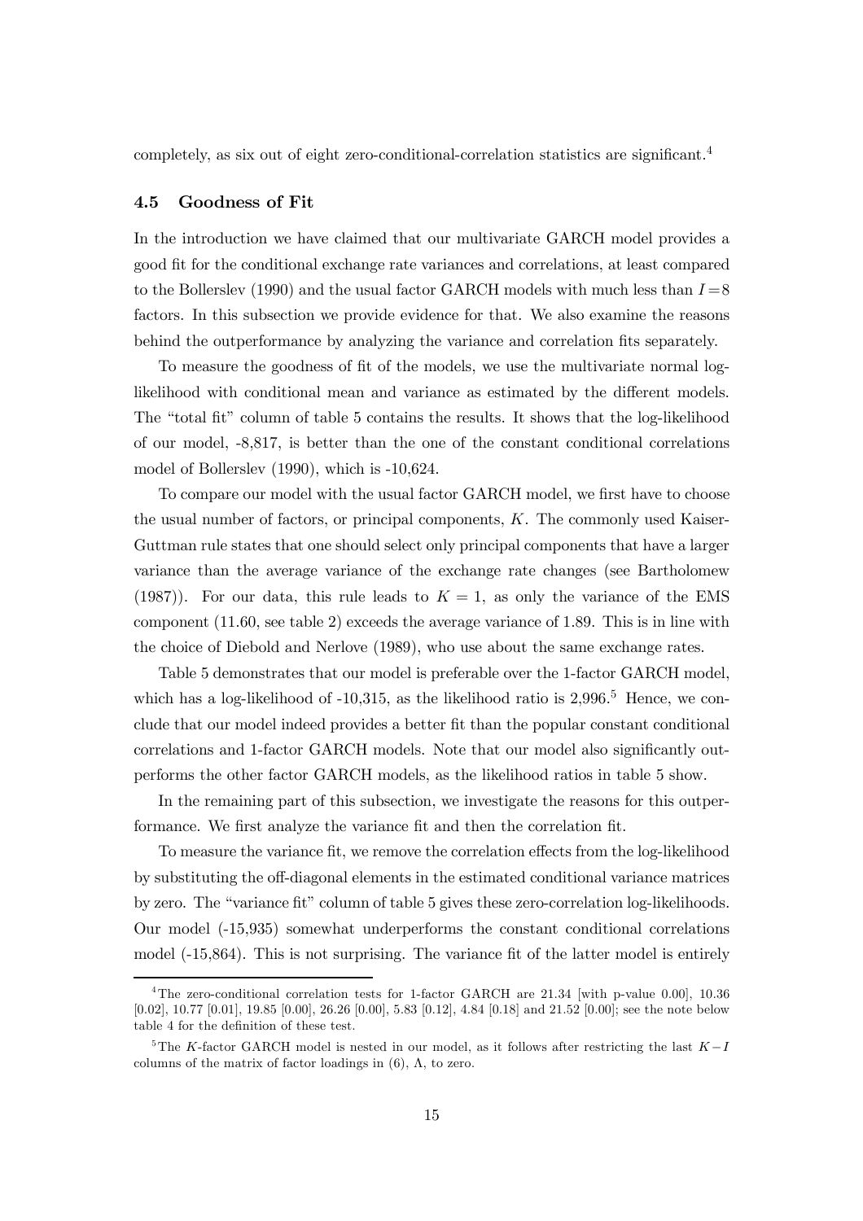completely, as six out of eight zero-conditional-correlation statistics are significant.[4]

### 4.5 Goodness of Fit

In the introduction we have claimed that our multivariate GARCH model provides a good fit for the conditional exchange rate variances and correlations, at least compared to the Bollerslev (1990) and the usual factor GARCH models with much less than $I=8$ factors. In this subsection we provide evidence for that. We also examine the reasons behind the outperformance by analyzing the variance and correlation fits separately.

To measure the goodness of fit of the models, we use the multivariate normal log-likelihood with conditional mean and variance as estimated by the different models. The "total fit" column of table 5 contains the results. It shows that the log-likelihood of our model, -8,817, is better than the one of the constant conditional correlations model of Bollerslev (1990), which is -10,624.

To compare our model with the usual factor GARCH model, we first have to choose the usual number of factors, or principal components, $K$. The commonly used Kaiser-Guttman rule states that one should select only principal components that have a larger variance than the average variance of the exchange rate changes (see Bartholomew (1987)). For our data, this rule leads to $K=1$, as only the variance of the EMS component (11.60, see table 2) exceeds the average variance of 1.89. This is in line with the choice of Diebold and Nerlove (1989), who use about the same exchange rates.

Table 5 demonstrates that our model is preferable over the 1-factor GARCH model, which has a log-likelihood of -10,315, as the likelihood ratio is 2,996.[5] Hence, we conclude that our model indeed provides a better fit than the popular constant conditional correlations and 1-factor GARCH models. Note that our model also significantly outperforms the other factor GARCH models, as the likelihood ratios in table 5 show.

In the remaining part of this subsection, we investigate the reasons for this outperformance. We first analyze the variance fit and then the correlation fit.

To measure the variance fit, we remove the correlation effects from the log-likelihood by substituting the off-diagonal elements in the estimated conditional variance matrices by zero. The "variance fit" column of table 5 gives these zero-correlation log-likelihoods. Our model (-15,935) somewhat underperforms the constant conditional correlations model (-15,864). This is not surprising. The variance fit of the latter model is entirely

[4] The zero-conditional correlation tests for 1-factor GARCH are 21.34 [with p-value 0.00], 10.36 [0.02], 10.77 [0.01], 19.85 [0.00], 26.26 [0.00], 5.83 [0.12], 4.84 [0.18] and 21.52 [0.00]; see the note below table 4 for the definition of these test.

[5] The $K$-factor GARCH model is nested in our model, as it follows after restricting the last $K-I$ columns of the matrix of factor loadings in (6), $\Lambda$, to zero.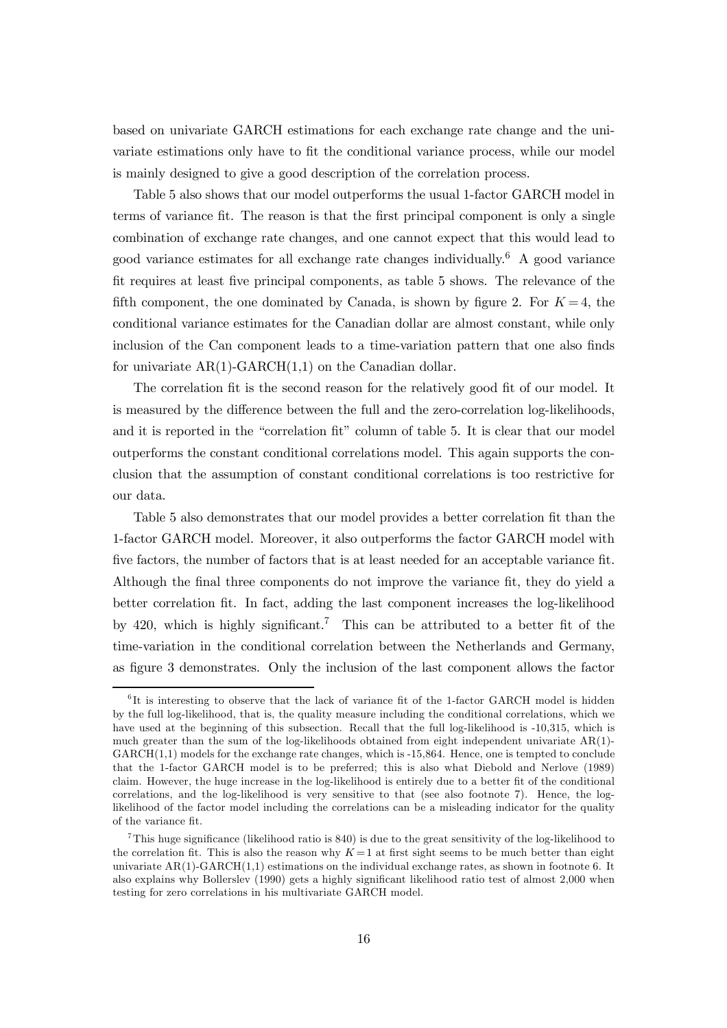based on univariate GARCH estimations for each exchange rate change and the univariate estimations only have to fit the conditional variance process, while our model is mainly designed to give a good description of the correlation process.

Table 5 also shows that our model outperforms the usual 1-factor GARCH model in terms of variance fit. The reason is that the first principal component is only a single combination of exchange rate changes, and one cannot expect that this would lead to good variance estimates for all exchange rate changes individually.[6] A good variance fit requires at least five principal components, as table 5 shows. The relevance of the fifth component, the one dominated by Canada, is shown by figure 2. For $K = 4$, the conditional variance estimates for the Canadian dollar are almost constant, while only inclusion of the Can component leads to a time-variation pattern that one also finds for univariate AR(1)-GARCH(1,1) on the Canadian dollar.

The correlation fit is the second reason for the relatively good fit of our model. It is measured by the difference between the full and the zero-correlation log-likelihoods, and it is reported in the "correlation fit" column of table 5. It is clear that our model outperforms the constant conditional correlations model. This again supports the conclusion that the assumption of constant conditional correlations is too restrictive for our data.

Table 5 also demonstrates that our model provides a better correlation fit than the 1-factor GARCH model. Moreover, it also outperforms the factor GARCH model with five factors, the number of factors that is at least needed for an acceptable variance fit. Although the final three components do not improve the variance fit, they do yield a better correlation fit. In fact, adding the last component increases the log-likelihood by 420, which is highly significant.[7] This can be attributed to a better fit of the time-variation in the conditional correlation between the Netherlands and Germany, as figure 3 demonstrates. Only the inclusion of the last component allows the factor

---

[6] It is interesting to observe that the lack of variance fit of the 1-factor GARCH model is hidden by the full log-likelihood, that is, the quality measure including the conditional correlations, which we have used at the beginning of this subsection. Recall that the full log-likelihood is -10,315, which is much greater than the sum of the log-likelihoods obtained from eight independent univariate AR(1)-GARCH(1,1) models for the exchange rate changes, which is -15,864. Hence, one is tempted to conclude that the 1-factor GARCH model is to be preferred; this is also what Diebold and Nerlove (1989) claim. However, the huge increase in the log-likelihood is entirely due to a better fit of the conditional correlations, and the log-likelihood is very sensitive to that (see also footnote 7). Hence, the log-likelihood of the factor model including the correlations can be a misleading indicator for the quality of the variance fit.

[7] This huge significance (likelihood ratio is 840) is due to the great sensitivity of the log-likelihood to the correlation fit. This is also the reason why $K = 1$ at first sight seems to be much better than eight univariate AR(1)-GARCH(1,1) estimations on the individual exchange rates, as shown in footnote 6. It also explains why Bollerslev (1990) gets a highly significant likelihood ratio test of almost 2,000 when testing for zero correlations in his multivariate GARCH model.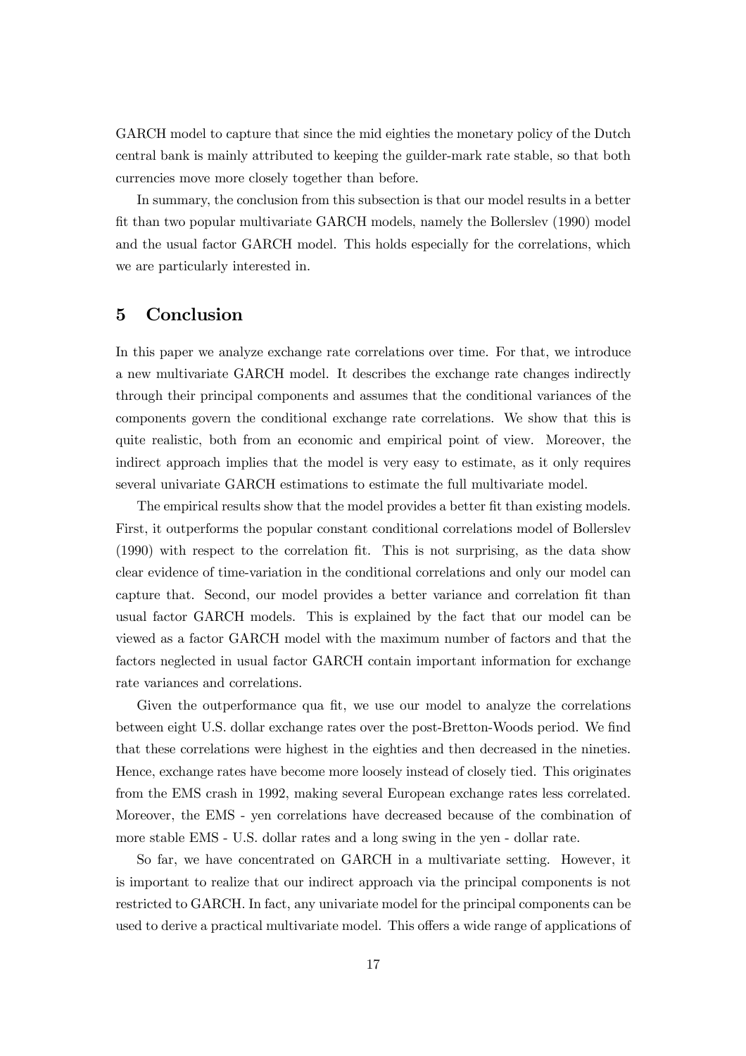GARCH model to capture that since the mid eighties the monetary policy of the Dutch central bank is mainly attributed to keeping the guilder-mark rate stable, so that both currencies move more closely together than before.

In summary, the conclusion from this subsection is that our model results in a better fit than two popular multivariate GARCH models, namely the Bollerslev (1990) model and the usual factor GARCH model. This holds especially for the correlations, which we are particularly interested in.

# 5 Conclusion

In this paper we analyze exchange rate correlations over time. For that, we introduce a new multivariate GARCH model. It describes the exchange rate changes indirectly through their principal components and assumes that the conditional variances of the components govern the conditional exchange rate correlations. We show that this is quite realistic, both from an economic and empirical point of view. Moreover, the indirect approach implies that the model is very easy to estimate, as it only requires several univariate GARCH estimations to estimate the full multivariate model.

The empirical results show that the model provides a better fit than existing models. First, it outperforms the popular constant conditional correlations model of Bollerslev (1990) with respect to the correlation fit. This is not surprising, as the data show clear evidence of time-variation in the conditional correlations and only our model can capture that. Second, our model provides a better variance and correlation fit than usual factor GARCH models. This is explained by the fact that our model can be viewed as a factor GARCH model with the maximum number of factors and that the factors neglected in usual factor GARCH contain important information for exchange rate variances and correlations.

Given the outperformance qua fit, we use our model to analyze the correlations between eight U.S. dollar exchange rates over the post-Bretton-Woods period. We find that these correlations were highest in the eighties and then decreased in the nineties. Hence, exchange rates have become more loosely instead of closely tied. This originates from the EMS crash in 1992, making several European exchange rates less correlated. Moreover, the EMS - yen correlations have decreased because of the combination of more stable EMS - U.S. dollar rates and a long swing in the yen - dollar rate.

So far, we have concentrated on GARCH in a multivariate setting. However, it is important to realize that our indirect approach via the principal components is not restricted to GARCH. In fact, any univariate model for the principal components can be used to derive a practical multivariate model. This offers a wide range of applications of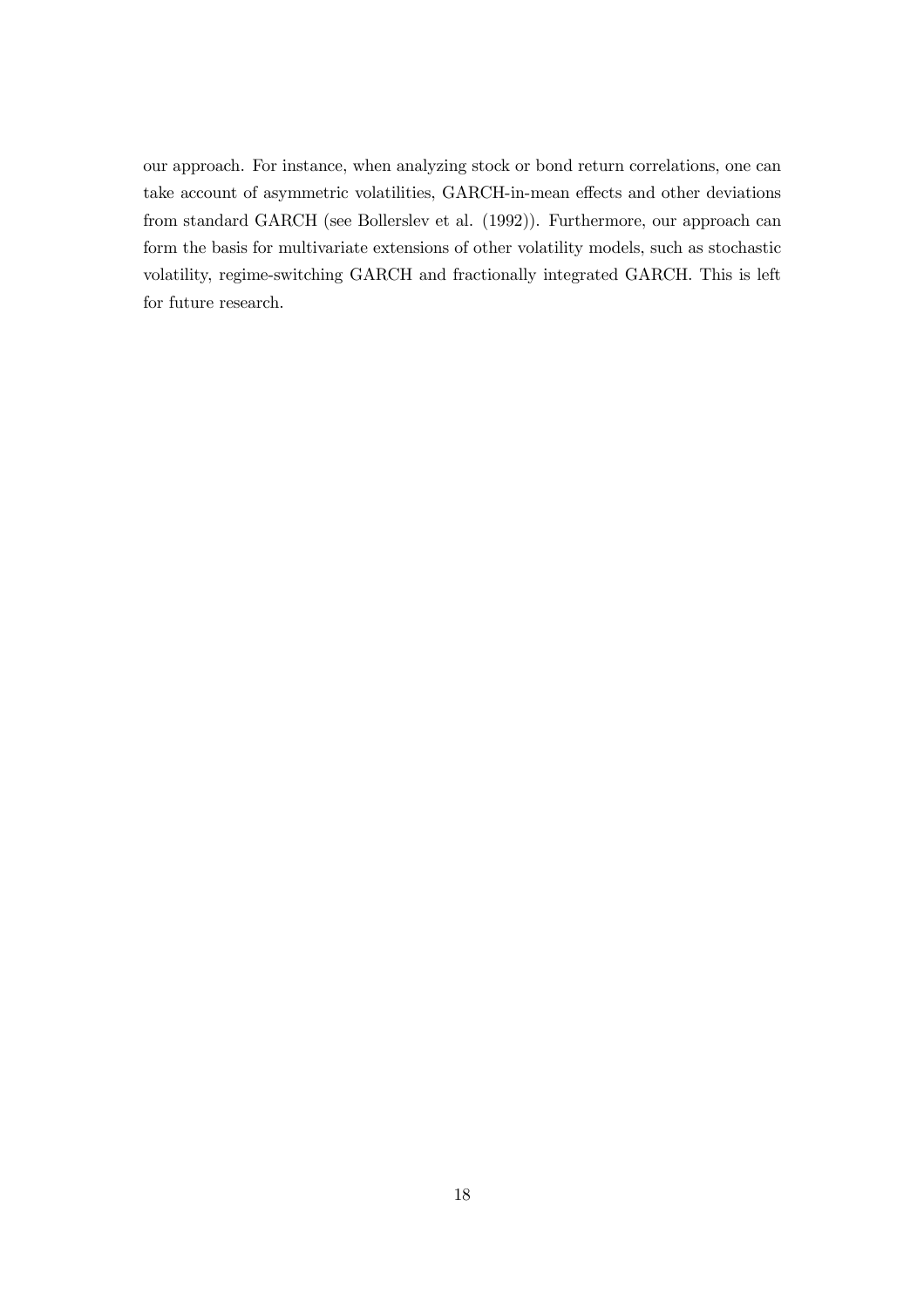our approach. For instance, when analyzing stock or bond return correlations, one can take account of asymmetric volatilities, GARCH-in-mean effects and other deviations from standard GARCH (see Bollerslev et al. (1992)). Furthermore, our approach can form the basis for multivariate extensions of other volatility models, such as stochastic volatility, regime-switching GARCH and fractionally integrated GARCH. This is left for future research.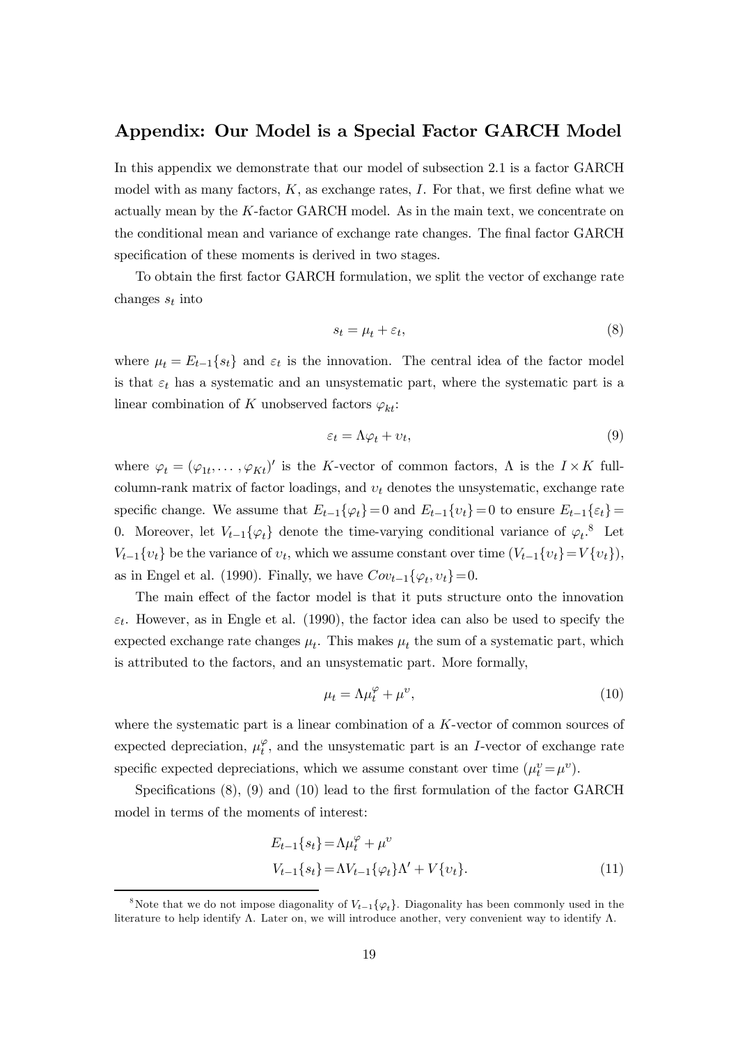## Appendix: Our Model is a Special Factor GARCH Model

In this appendix we demonstrate that our model of subsection 2.1 is a factor GARCH model with as many factors, $K$, as exchange rates, $I$. For that, we first define what we actually mean by the $K$-factor GARCH model. As in the main text, we concentrate on the conditional mean and variance of exchange rate changes. The final factor GARCH specification of these moments is derived in two stages.

To obtain the first factor GARCH formulation, we split the vector of exchange rate changes $s_t$ into

$$s_t = \mu_t + \varepsilon_t, \tag{8}$$

where $\mu_t = E_{t-1}\{s_t\}$ and $\varepsilon_t$ is the innovation. The central idea of the factor model is that $\varepsilon_t$ has a systematic and an unsystematic part, where the systematic part is a linear combination of $K$ unobserved factors $\varphi_{kt}$:

$$\varepsilon_t = \Lambda \varphi_t + \upsilon_t, \tag{9}$$

where $\varphi_t = (\varphi_{1t}, \ldots, \varphi_{Kt})'$ is the $K$-vector of common factors, $\Lambda$ is the $I \times K$ full-column-rank matrix of factor loadings, and $\upsilon_t$ denotes the unsystematic, exchange rate specific change. We assume that $E_{t-1}\{\varphi_t\} = 0$ and $E_{t-1}\{\upsilon_t\} = 0$ to ensure $E_{t-1}\{\varepsilon_t\} = 0$. Moreover, let $V_{t-1}\{\varphi_t\}$ denote the time-varying conditional variance of $\varphi_t$.[8] Let $V_{t-1}\{\upsilon_t\}$ be the variance of $\upsilon_t$, which we assume constant over time ($V_{t-1}\{\upsilon_t\} = V\{\upsilon_t\}$), as in Engel et al. (1990). Finally, we have $Cov_{t-1}\{\varphi_t, \upsilon_t\} = 0$.

The main effect of the factor model is that it puts structure onto the innovation $\varepsilon_t$. However, as in Engle et al. (1990), the factor idea can also be used to specify the expected exchange rate changes $\mu_t$. This makes $\mu_t$ the sum of a systematic part, which is attributed to the factors, and an unsystematic part. More formally,

$$\mu_t = \Lambda \mu_t^{\varphi} + \mu^{\upsilon}, \tag{10}$$

where the systematic part is a linear combination of a $K$-vector of common sources of expected depreciation, $\mu_t^{\varphi}$, and the unsystematic part is an $I$-vector of exchange rate specific expected depreciations, which we assume constant over time ($\mu_t^{\upsilon} = \mu^{\upsilon}$).

Specifications (8), (9) and (10) lead to the first formulation of the factor GARCH model in terms of the moments of interest:

$$\begin{aligned} E_{t-1}\{s_t\} &= \Lambda \mu_t^{\varphi} + \mu^{\upsilon} \\ V_{t-1}\{s_t\} &= \Lambda V_{t-1}\{\varphi_t\} \Lambda' + V\{\upsilon_t\}. \end{aligned} \tag{11}$$

[8] Note that we do not impose diagonality of $V_{t-1}\{\varphi_t\}$. Diagonality has been commonly used in the literature to help identify $\Lambda$. Later on, we will introduce another, very convenient way to identify $\Lambda$.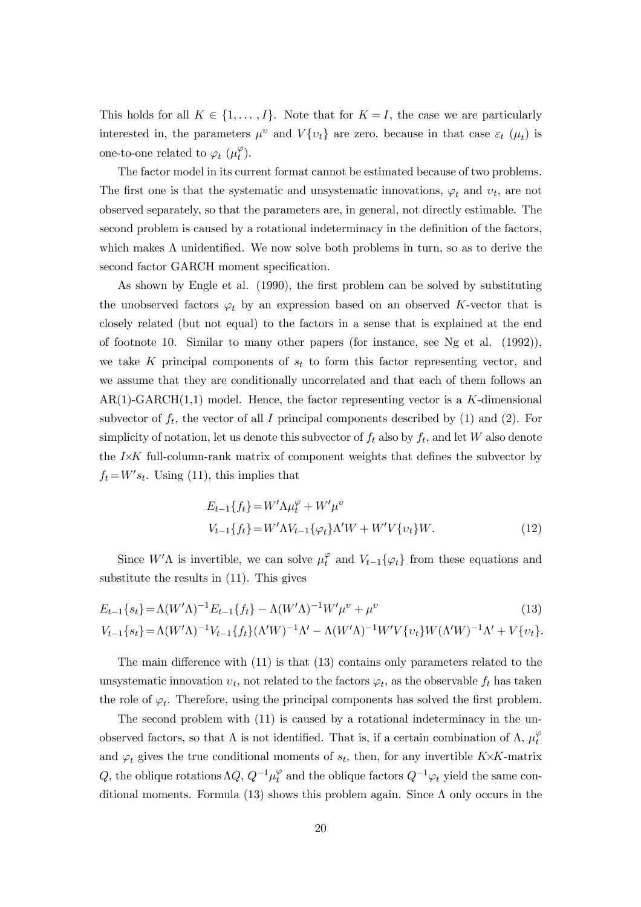This holds for all $K \in \{1, \ldots, I\}$. Note that for $K = I$, the case we are particularly interested in, the parameters $\mu^{\upsilon}$ and $V\{\upsilon_t\}$ are zero, because in that case $\varepsilon_t$ ($\mu_t$) is one-to-one related to $\varphi_t$ ($\mu_t^{\varphi}$).

The factor model in its current format cannot be estimated because of two problems. The first one is that the systematic and unsystematic innovations, $\varphi_t$ and $\upsilon_t$, are not observed separately, so that the parameters are, in general, not directly estimable. The second problem is caused by a rotational indeterminacy in the definition of the factors, which makes $\Lambda$ unidentified. We now solve both problems in turn, so as to derive the second factor GARCH moment specification.

As shown by Engle et al. (1990), the first problem can be solved by substituting the unobserved factors $\varphi_t$ by an expression based on an observed $K$-vector that is closely related (but not equal) to the factors in a sense that is explained at the end of footnote 10. Similar to many other papers (for instance, see Ng et al. (1992)), we take $K$ principal components of $s_t$ to form this factor representing vector, and we assume that they are conditionally uncorrelated and that each of them follows an AR(1)-GARCH(1,1) model. Hence, the factor representing vector is a $K$-dimensional subvector of $f_t$, the vector of all $I$ principal components described by (1) and (2). For simplicity of notation, let us denote this subvector of $f_t$ also by $f_t$, and let $W$ also denote the $I{\times}K$ full-column-rank matrix of component weights that defines the subvector by $f_t{=}W's_t$. Using (11), this implies that

$$
\begin{aligned}
E_{t-1}\{f_t\} &= W'\Lambda\mu_t^{\varphi} + W'\mu^{\upsilon} \\
V_{t-1}\{f_t\} &= W'\Lambda V_{t-1}\{\varphi_t\}\Lambda' W + W'V\{\upsilon_t\}W.
\end{aligned}
\tag{12}
$$

Since $W'\Lambda$ is invertible, we can solve $\mu_t^{\varphi}$ and $V_{t-1}\{\varphi_t\}$ from these equations and substitute the results in (11). This gives

$$
\begin{aligned}
E_{t-1}\{s_t\} &= \Lambda(W'\Lambda)^{-1}E_{t-1}\{f_t\} - \Lambda(W'\Lambda)^{-1}W'\mu^{\upsilon} + \mu^{\upsilon} \\
V_{t-1}\{s_t\} &= \Lambda(W'\Lambda)^{-1}V_{t-1}\{f_t\}(\Lambda'W)^{-1}\Lambda' - \Lambda(W'\Lambda)^{-1}W'V\{\upsilon_t\}W(\Lambda'W)^{-1}\Lambda' + V\{\upsilon_t\}.
\end{aligned}
\tag{13}
$$

The main difference with (11) is that (13) contains only parameters related to the unsystematic innovation $\upsilon_t$, not related to the factors $\varphi_t$, as the observable $f_t$ has taken the role of $\varphi_t$. Therefore, using the principal components has solved the first problem.

The second problem with (11) is caused by a rotational indeterminacy in the unobserved factors, so that $\Lambda$ is not identified. That is, if a certain combination of $\Lambda$, $\mu_t^{\varphi}$ and $\varphi_t$ gives the true conditional moments of $s_t$, then, for any invertible $K{\times}K$-matrix $Q$, the oblique rotations $\Lambda Q$, $Q^{-1}\mu_t^{\varphi}$ and the oblique factors $Q^{-1}\varphi_t$ yield the same conditional moments. Formula (13) shows this problem again. Since $\Lambda$ only occurs in the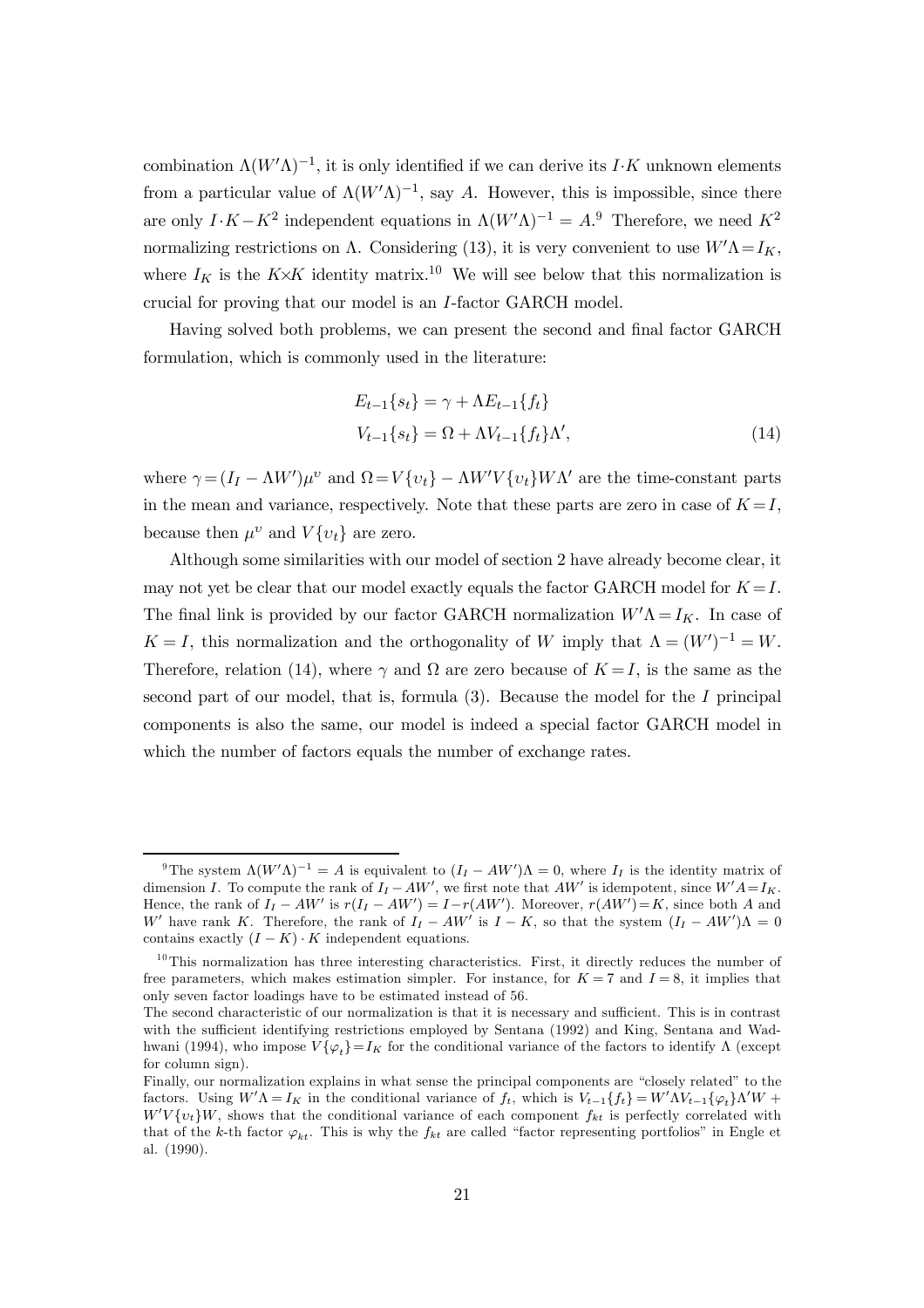combination $\Lambda(W'\Lambda)^{-1}$, it is only identified if we can derive its $I \cdot K$ unknown elements from a particular value of $\Lambda(W'\Lambda)^{-1}$, say $A$. However, this is impossible, since there are only $I \cdot K - K^2$ independent equations in $\Lambda(W'\Lambda)^{-1} = A$.[9] Therefore, we need $K^2$ normalizing restrictions on $\Lambda$. Considering (13), it is very convenient to use $W'\Lambda = I_K$, where $I_K$ is the $K \times K$ identity matrix.[10] We will see below that this normalization is crucial for proving that our model is an $I$-factor GARCH model.

Having solved both problems, we can present the second and final factor GARCH formulation, which is commonly used in the literature:

$$
\begin{aligned}
E_{t-1}\{s_t\} &= \gamma + \Lambda E_{t-1}\{f_t\} \\
V_{t-1}\{s_t\} &= \Omega + \Lambda V_{t-1}\{f_t\}\Lambda',
\end{aligned}
\tag{14}
$$

where $\gamma = (I_I - \Lambda W')\mu^v$ and $\Omega = V\{v_t\} - \Lambda W' V\{v_t\} W \Lambda'$ are the time-constant parts in the mean and variance, respectively. Note that these parts are zero in case of $K = I$, because then $\mu^v$ and $V\{v_t\}$ are zero.

Although some similarities with our model of section 2 have already become clear, it may not yet be clear that our model exactly equals the factor GARCH model for $K = I$. The final link is provided by our factor GARCH normalization $W'\Lambda = I_K$. In case of $K = I$, this normalization and the orthogonality of $W$ imply that $\Lambda = (W')^{-1} = W$. Therefore, relation (14), where $\gamma$ and $\Omega$ are zero because of $K = I$, is the same as the second part of our model, that is, formula (3). Because the model for the $I$ principal components is also the same, our model is indeed a special factor GARCH model in which the number of factors equals the number of exchange rates.

---

[9] The system $\Lambda(W'\Lambda)^{-1} = A$ is equivalent to $(I_I - AW')\Lambda = 0$, where $I_I$ is the identity matrix of dimension $I$. To compute the rank of $I_I - AW'$, we first note that $AW'$ is idempotent, since $W'A = I_K$. Hence, the rank of $I_I - AW'$ is $r(I_I - AW') = I - r(AW')$. Moreover, $r(AW') = K$, since both $A$ and $W'$ have rank $K$. Therefore, the rank of $I_I - AW'$ is $I - K$, so that the system $(I_I - AW')\Lambda = 0$ contains exactly $(I - K) \cdot K$ independent equations.

[10] This normalization has three interesting characteristics. First, it directly reduces the number of free parameters, which makes estimation simpler. For instance, for $K = 7$ and $I = 8$, it implies that only seven factor loadings have to be estimated instead of 56.
The second characteristic of our normalization is that it is necessary and sufficient. This is in contrast with the sufficient identifying restrictions employed by Sentana (1992) and King, Sentana and Wadhwani (1994), who impose $V\{\varphi_t\} = I_K$ for the conditional variance of the factors to identify $\Lambda$ (except for column sign).
Finally, our normalization explains in what sense the principal components are "closely related" to the factors. Using $W'\Lambda = I_K$ in the conditional variance of $f_t$, which is $V_{t-1}\{f_t\} = W'\Lambda V_{t-1}\{\varphi_t\}\Lambda' W + W'V\{v_t\}W$, shows that the conditional variance of each component $f_{kt}$ is perfectly correlated with that of the $k$-th factor $\varphi_{kt}$. This is why the $f_{kt}$ are called "factor representing portfolios" in Engle et al. (1990).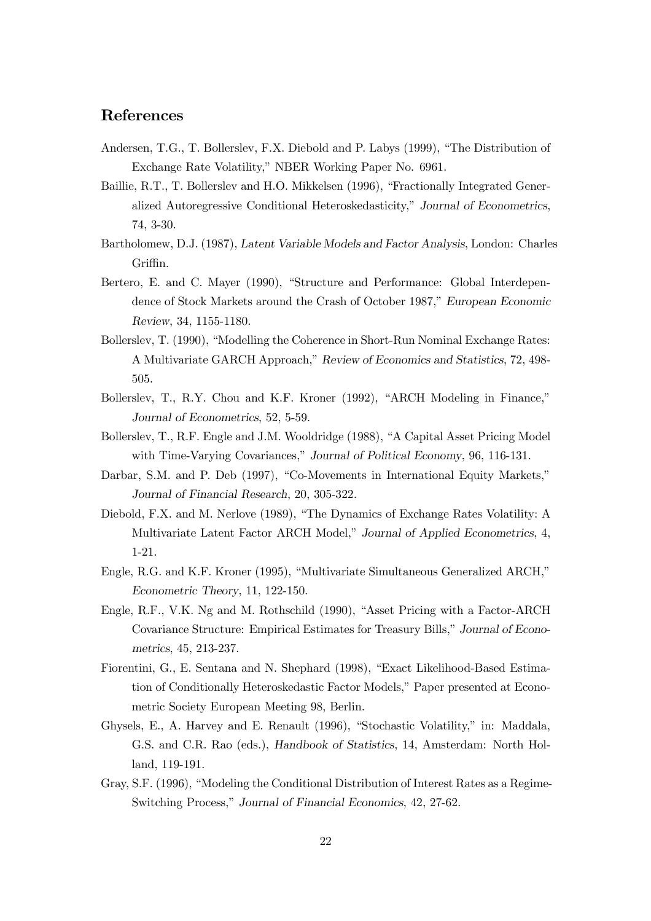## References

Andersen, T.G., T. Bollerslev, F.X. Diebold and P. Labys (1999), "The Distribution of Exchange Rate Volatility," NBER Working Paper No. 6961.

Baillie, R.T., T. Bollerslev and H.O. Mikkelsen (1996), "Fractionally Integrated Generalized Autoregressive Conditional Heteroskedasticity," *Journal of Econometrics*, 74, 3-30.

Bartholomew, D.J. (1987), *Latent Variable Models and Factor Analysis*, London: Charles Griffin.

Bertero, E. and C. Mayer (1990), "Structure and Performance: Global Interdependence of Stock Markets around the Crash of October 1987," *European Economic Review*, 34, 1155-1180.

Bollerslev, T. (1990), "Modelling the Coherence in Short-Run Nominal Exchange Rates: A Multivariate GARCH Approach," *Review of Economics and Statistics*, 72, 498-505.

Bollerslev, T., R.Y. Chou and K.F. Kroner (1992), "ARCH Modeling in Finance," *Journal of Econometrics*, 52, 5-59.

Bollerslev, T., R.F. Engle and J.M. Wooldridge (1988), "A Capital Asset Pricing Model with Time-Varying Covariances," *Journal of Political Economy*, 96, 116-131.

Darbar, S.M. and P. Deb (1997), "Co-Movements in International Equity Markets," *Journal of Financial Research*, 20, 305-322.

Diebold, F.X. and M. Nerlove (1989), "The Dynamics of Exchange Rates Volatility: A Multivariate Latent Factor ARCH Model," *Journal of Applied Econometrics*, 4, 1-21.

Engle, R.G. and K.F. Kroner (1995), "Multivariate Simultaneous Generalized ARCH," *Econometric Theory*, 11, 122-150.

Engle, R.F., V.K. Ng and M. Rothschild (1990), "Asset Pricing with a Factor-ARCH Covariance Structure: Empirical Estimates for Treasury Bills," *Journal of Econometrics*, 45, 213-237.

Fiorentini, G., E. Sentana and N. Shephard (1998), "Exact Likelihood-Based Estimation of Conditionally Heteroskedastic Factor Models," Paper presented at Econometric Society European Meeting 98, Berlin.

Ghysels, E., A. Harvey and E. Renault (1996), "Stochastic Volatility," in: Maddala, G.S. and C.R. Rao (eds.), *Handbook of Statistics*, 14, Amsterdam: North Holland, 119-191.

Gray, S.F. (1996), "Modeling the Conditional Distribution of Interest Rates as a Regime-Switching Process," *Journal of Financial Economics*, 42, 27-62.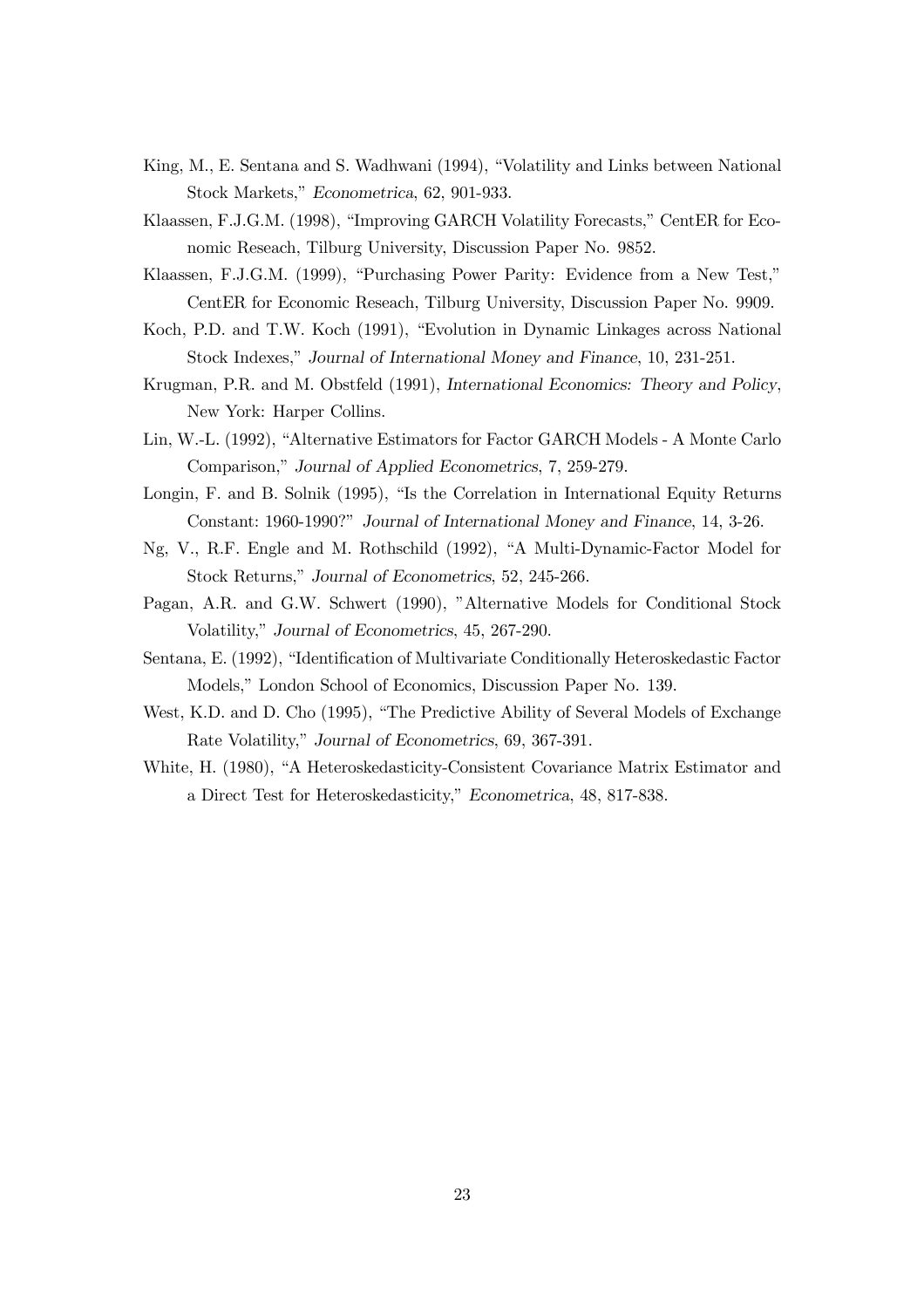King, M., E. Sentana and S. Wadhwani (1994), "Volatility and Links between National Stock Markets," *Econometrica*, 62, 901-933.

Klaassen, F.J.G.M. (1998), "Improving GARCH Volatility Forecasts," CentER for Economic Reseach, Tilburg University, Discussion Paper No. 9852.

Klaassen, F.J.G.M. (1999), "Purchasing Power Parity: Evidence from a New Test," CentER for Economic Reseach, Tilburg University, Discussion Paper No. 9909.

Koch, P.D. and T.W. Koch (1991), "Evolution in Dynamic Linkages across National Stock Indexes," *Journal of International Money and Finance*, 10, 231-251.

Krugman, P.R. and M. Obstfeld (1991), *International Economics: Theory and Policy*, New York: Harper Collins.

Lin, W.-L. (1992), "Alternative Estimators for Factor GARCH Models - A Monte Carlo Comparison," *Journal of Applied Econometrics*, 7, 259-279.

Longin, F. and B. Solnik (1995), "Is the Correlation in International Equity Returns Constant: 1960-1990?" *Journal of International Money and Finance*, 14, 3-26.

Ng, V., R.F. Engle and M. Rothschild (1992), "A Multi-Dynamic-Factor Model for Stock Returns," *Journal of Econometrics*, 52, 245-266.

Pagan, A.R. and G.W. Schwert (1990), "Alternative Models for Conditional Stock Volatility," *Journal of Econometrics*, 45, 267-290.

Sentana, E. (1992), "Identification of Multivariate Conditionally Heteroskedastic Factor Models," London School of Economics, Discussion Paper No. 139.

West, K.D. and D. Cho (1995), "The Predictive Ability of Several Models of Exchange Rate Volatility," *Journal of Econometrics*, 69, 367-391.

White, H. (1980), "A Heteroskedasticity-Consistent Covariance Matrix Estimator and a Direct Test for Heteroskedasticity," *Econometrica*, 48, 817-838.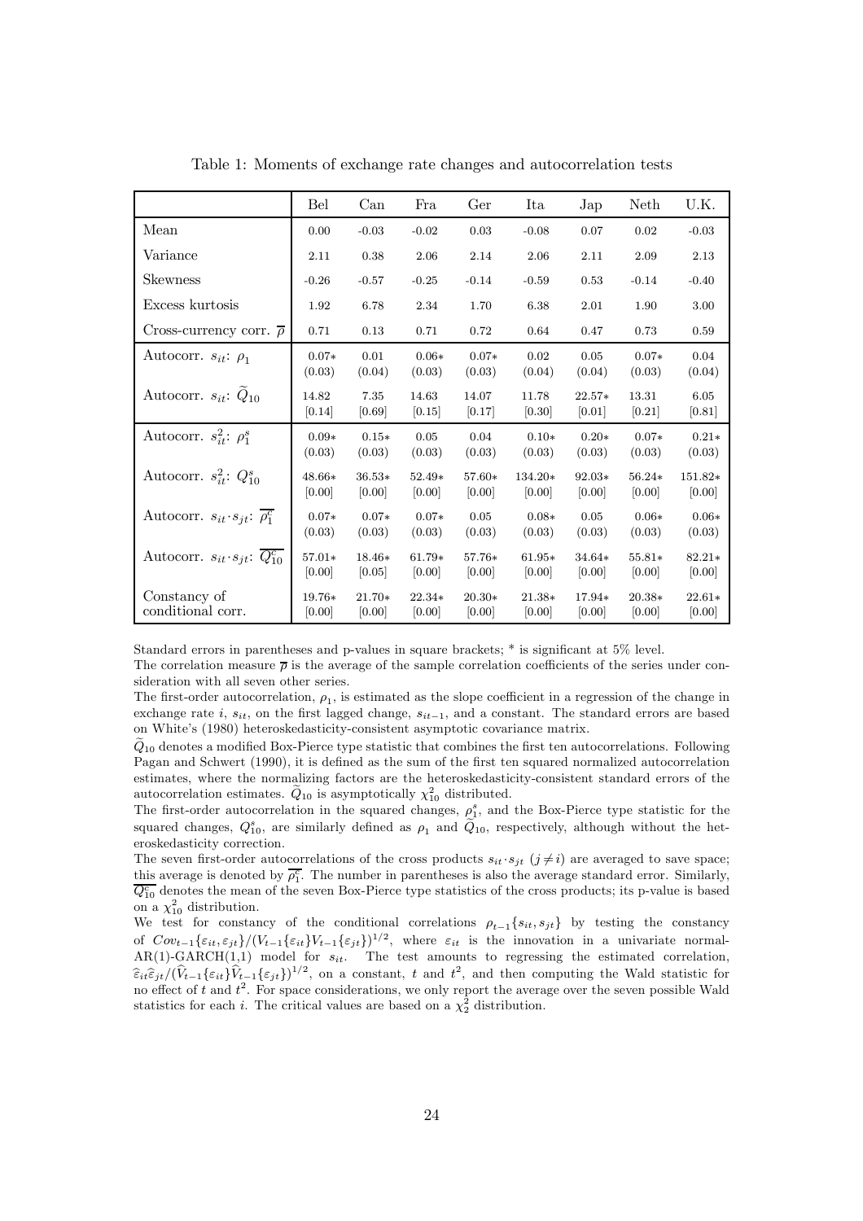Table 1: Moments of exchange rate changes and autocorrelation tests

| | Bel | Can | Fra | Ger | Ita | Jap | Neth | U.K. |
|---|---|---|---|---|---|---|---|---|
| Mean | 0.00 | -0.03 | -0.02 | 0.03 | -0.08 | 0.07 | 0.02 | -0.03 |
| Variance | 2.11 | 0.38 | 2.06 | 2.14 | 2.06 | 2.11 | 2.09 | 2.13 |
| Skewness | -0.26 | -0.57 | -0.25 | -0.14 | -0.59 | 0.53 | -0.14 | -0.40 |
| Excess kurtosis | 1.92 | 6.78 | 2.34 | 1.70 | 6.38 | 2.01 | 1.90 | 3.00 |
| Cross-currency corr. $\overline{\rho}$ | 0.71 | 0.13 | 0.71 | 0.72 | 0.64 | 0.47 | 0.73 | 0.59 |
| Autocorr. $s_{it}$: $\rho_1$ | 0.07* | 0.01 | 0.06* | 0.07* | 0.02 | 0.05 | 0.07* | 0.04 |
| | (0.03) | (0.04) | (0.03) | (0.03) | (0.04) | (0.04) | (0.03) | (0.04) |
| Autocorr. $s_{it}$: $\widetilde{Q}_{10}$ | 14.82 | 7.35 | 14.63 | 14.07 | 11.78 | 22.57* | 13.31 | 6.05 |
| | [0.14] | [0.69] | [0.15] | [0.17] | [0.30] | [0.01] | [0.21] | [0.81] |
| Autocorr. $s_{it}^2$: $\rho_1^s$ | 0.09* | 0.15* | 0.05 | 0.04 | 0.10* | 0.20* | 0.07* | 0.21* |
| | (0.03) | (0.03) | (0.03) | (0.03) | (0.03) | (0.03) | (0.03) | (0.03) |
| Autocorr. $s_{it}^2$: $Q_{10}^s$ | 48.66* | 36.53* | 52.49* | 57.60* | 134.20* | 92.03* | 56.24* | 151.82* |
| | [0.00] | [0.00] | [0.00] | [0.00] | [0.00] | [0.00] | [0.00] | [0.00] |
| Autocorr. $s_{it} \cdot s_{jt}$: $\overline{\rho_1^c}$ | 0.07* | 0.07* | 0.07* | 0.05 | 0.08* | 0.05 | 0.06* | 0.06* |
| | (0.03) | (0.03) | (0.03) | (0.03) | (0.03) | (0.03) | (0.03) | (0.03) |
| Autocorr. $s_{it} \cdot s_{jt}$: $\overline{Q_{10}^c}$ | 57.01* | 18.46* | 61.79* | 57.76* | 61.95* | 34.64* | 55.81* | 82.21* |
| | [0.00] | [0.05] | [0.00] | [0.00] | [0.00] | [0.00] | [0.00] | [0.00] |
| Constancy of conditional corr. | 19.76* | 21.70* | 22.34* | 20.30* | 21.38* | 17.94* | 20.38* | 22.61* |
| | [0.00] | [0.00] | [0.00] | [0.00] | [0.00] | [0.00] | [0.00] | [0.00] |

Standard errors in parentheses and p-values in square brackets; * is significant at 5% level.

The correlation measure $\overline{\rho}$ is the average of the sample correlation coefficients of the series under consideration with all seven other series.

The first-order autocorrelation, $\rho_1$, is estimated as the slope coefficient in a regression of the change in exchange rate $i$, $s_{it}$, on the first lagged change, $s_{it-1}$, and a constant. The standard errors are based on White's (1980) heteroskedasticity-consistent asymptotic covariance matrix.

$\widetilde{Q}_{10}$ denotes a modified Box-Pierce type statistic that combines the first ten autocorrelations. Following Pagan and Schwert (1990), it is defined as the sum of the first ten squared normalized autocorrelation estimates, where the normalizing factors are the heteroskedasticity-consistent standard errors of the autocorrelation estimates. $\widetilde{Q}_{10}$ is asymptotically $\chi^2_{10}$ distributed.

The first-order autocorrelation in the squared changes, $\rho_1^s$, and the Box-Pierce type statistic for the squared changes, $Q_{10}^s$, are similarly defined as $\rho_1$ and $\widetilde{Q}_{10}$, respectively, although without the heteroskedasticity correction.

The seven first-order autocorrelations of the cross products $s_{it} \cdot s_{jt}$ $(j \neq i)$ are averaged to save space; this average is denoted by $\overline{\rho_1^c}$. The number in parentheses is also the average standard error. Similarly, $\overline{Q_{10}^c}$ denotes the mean of the seven Box-Pierce type statistics of the cross products; its p-value is based on a $\chi^2_{10}$ distribution.

We test for constancy of the conditional correlations $\rho_{t-1}\{s_{it}, s_{jt}\}$ by testing the constancy of $Cov_{t-1}\{\varepsilon_{it}, \varepsilon_{jt}\}/(V_{t-1}\{\varepsilon_{it}\}V_{t-1}\{\varepsilon_{jt}\})^{1/2}$, where $\varepsilon_{it}$ is the innovation in a univariate normal-AR(1)-GARCH(1,1) model for $s_{it}$. The test amounts to regressing the estimated correlation, $\widehat{\varepsilon}_{it}\widehat{\varepsilon}_{jt}/(\widehat{V}_{t-1}\{\varepsilon_{it}\}\widehat{V}_{t-1}\{\varepsilon_{jt}\})^{1/2}$, on a constant, $t$ and $t^2$, and then computing the Wald statistic for no effect of $t$ and $t^2$. For space considerations, we only report the average over the seven possible Wald statistics for each $i$. The critical values are based on a $\chi^2_2$ distribution.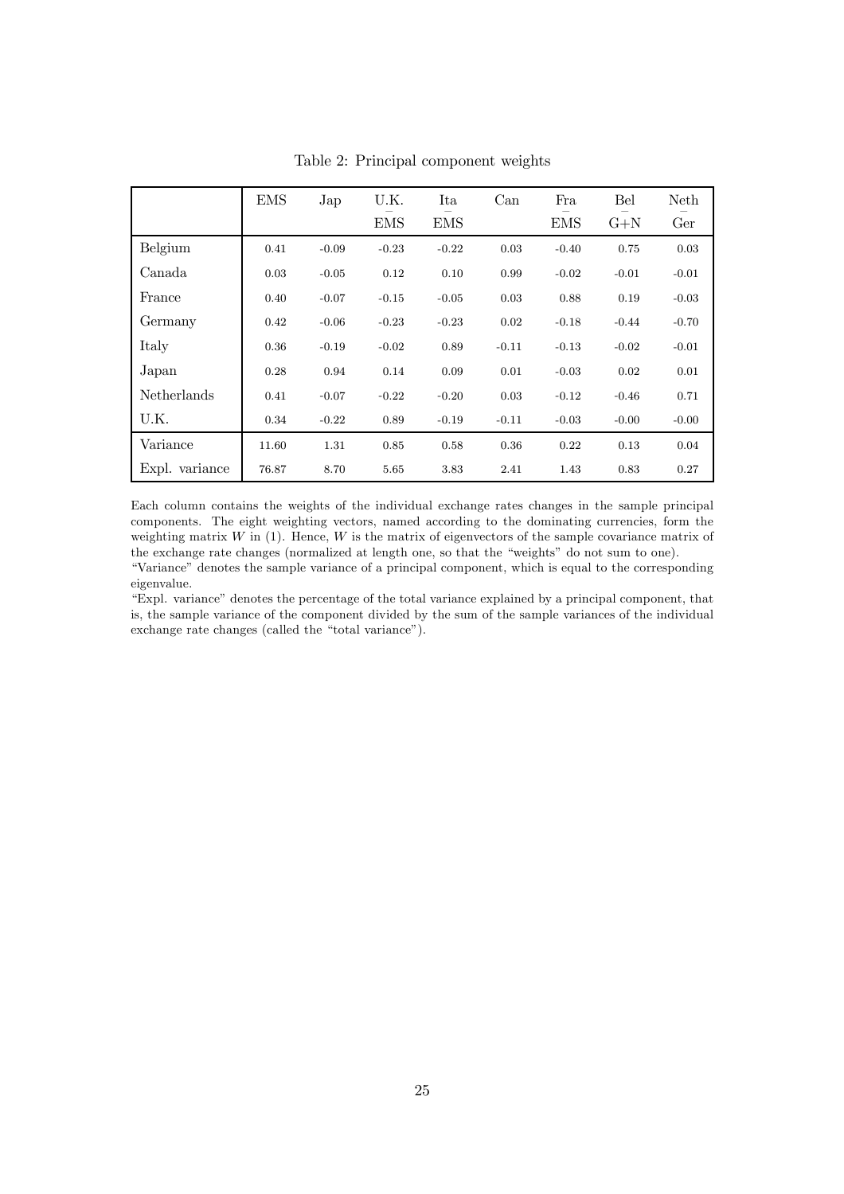Table 2: Principal component weights

| | EMS | Jap | U.K. – EMS | Ita – EMS | Can | Fra – EMS | Bel – G+N | Neth – Ger |
|---|---|---|---|---|---|---|---|---|
| Belgium | 0.41 | -0.09 | -0.23 | -0.22 | 0.03 | -0.40 | 0.75 | 0.03 |
| Canada | 0.03 | -0.05 | 0.12 | 0.10 | 0.99 | -0.02 | -0.01 | -0.01 |
| France | 0.40 | -0.07 | -0.15 | -0.05 | 0.03 | 0.88 | 0.19 | -0.03 |
| Germany | 0.42 | -0.06 | -0.23 | -0.23 | 0.02 | -0.18 | -0.44 | -0.70 |
| Italy | 0.36 | -0.19 | -0.02 | 0.89 | -0.11 | -0.13 | -0.02 | -0.01 |
| Japan | 0.28 | 0.94 | 0.14 | 0.09 | 0.01 | -0.03 | 0.02 | 0.01 |
| Netherlands | 0.41 | -0.07 | -0.22 | -0.20 | 0.03 | -0.12 | -0.46 | 0.71 |
| U.K. | 0.34 | -0.22 | 0.89 | -0.19 | -0.11 | -0.03 | -0.00 | -0.00 |
| Variance | 11.60 | 1.31 | 0.85 | 0.58 | 0.36 | 0.22 | 0.13 | 0.04 |
| Expl. variance | 76.87 | 8.70 | 5.65 | 3.83 | 2.41 | 1.43 | 0.83 | 0.27 |

Each column contains the weights of the individual exchange rates changes in the sample principal components. The eight weighting vectors, named according to the dominating currencies, form the weighting matrix $W$ in (1). Hence, $W$ is the matrix of eigenvectors of the sample covariance matrix of the exchange rate changes (normalized at length one, so that the "weights" do not sum to one).
"Variance" denotes the sample variance of a principal component, which is equal to the corresponding eigenvalue.
"Expl. variance" denotes the percentage of the total variance explained by a principal component, that is, the sample variance of the component divided by the sum of the sample variances of the individual exchange rate changes (called the "total variance").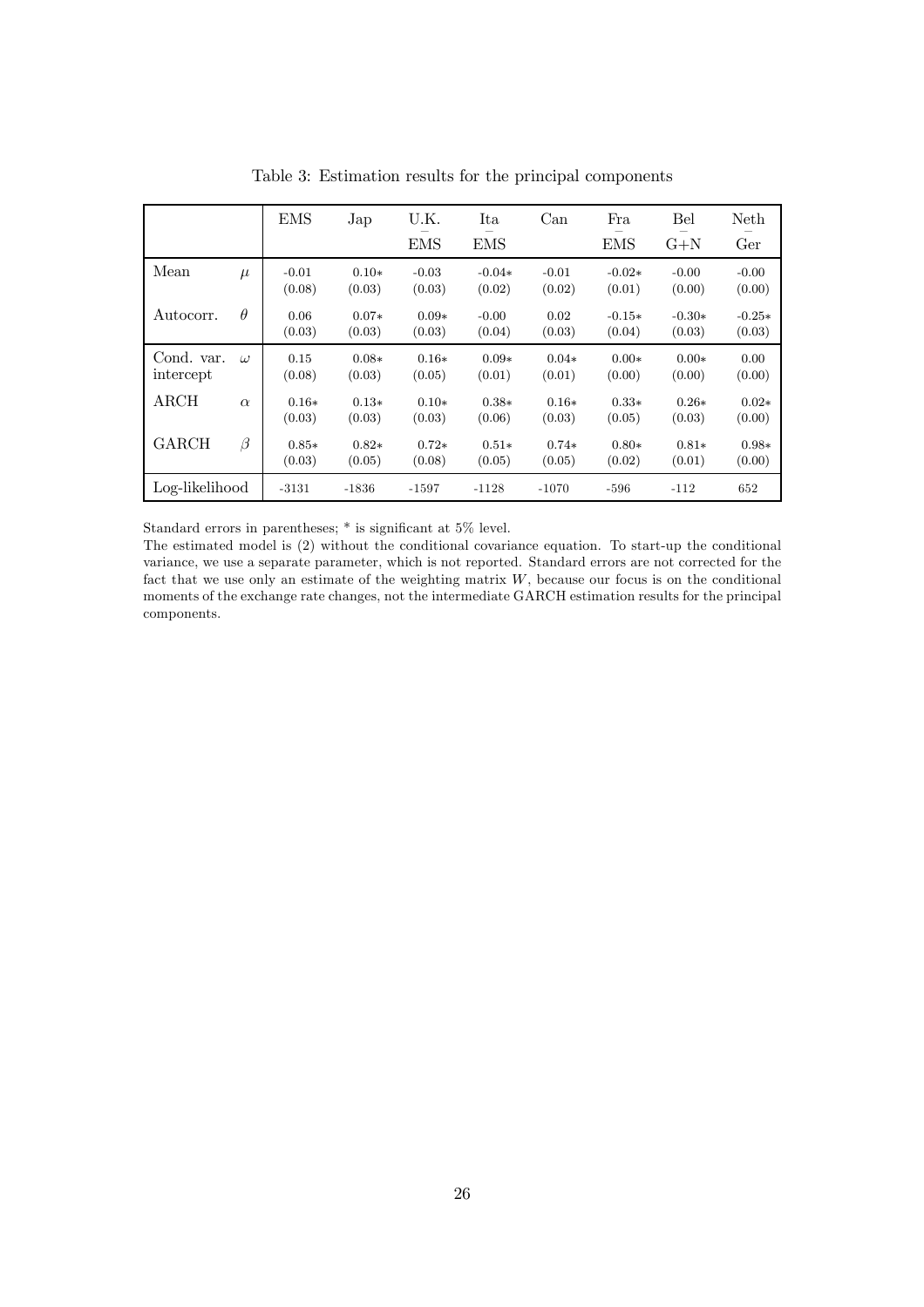Table 3: Estimation results for the principal components

| | | EMS | Jap | U.K. − EMS | Ita − EMS | Can | Fra − EMS | Bel − G+N | Neth − Ger |
|---|---|---|---|---|---|---|---|---|---|
| Mean | $\mu$ | -0.01<br>(0.08) | 0.10*<br>(0.03) | -0.03<br>(0.03) | -0.04*<br>(0.02) | -0.01<br>(0.02) | -0.02*<br>(0.01) | -0.00<br>(0.00) | -0.00<br>(0.00) |
| Autocorr. | $\theta$ | 0.06<br>(0.03) | 0.07*<br>(0.03) | 0.09*<br>(0.03) | -0.00<br>(0.04) | 0.02<br>(0.03) | -0.15*<br>(0.04) | -0.30*<br>(0.03) | -0.25*<br>(0.03) |
| Cond. var. intercept | $\omega$ | 0.15<br>(0.08) | 0.08*<br>(0.03) | 0.16*<br>(0.05) | 0.09*<br>(0.01) | 0.04*<br>(0.01) | 0.00*<br>(0.00) | 0.00*<br>(0.00) | 0.00<br>(0.00) |
| ARCH | $\alpha$ | 0.16*<br>(0.03) | 0.13*<br>(0.03) | 0.10*<br>(0.03) | 0.38*<br>(0.06) | 0.16*<br>(0.03) | 0.33*<br>(0.05) | 0.26*<br>(0.03) | 0.02*<br>(0.00) |
| GARCH | $\beta$ | 0.85*<br>(0.03) | 0.82*<br>(0.05) | 0.72*<br>(0.08) | 0.51*<br>(0.05) | 0.74*<br>(0.05) | 0.80*<br>(0.02) | 0.81*<br>(0.01) | 0.98*<br>(0.00) |
| Log-likelihood | | -3131 | -1836 | -1597 | -1128 | -1070 | -596 | -112 | 652 |

Standard errors in parentheses; * is significant at 5% level.
The estimated model is (2) without the conditional covariance equation. To start-up the conditional variance, we use a separate parameter, which is not reported. Standard errors are not corrected for the fact that we use only an estimate of the weighting matrix $W$, because our focus is on the conditional moments of the exchange rate changes, not the intermediate GARCH estimation results for the principal components.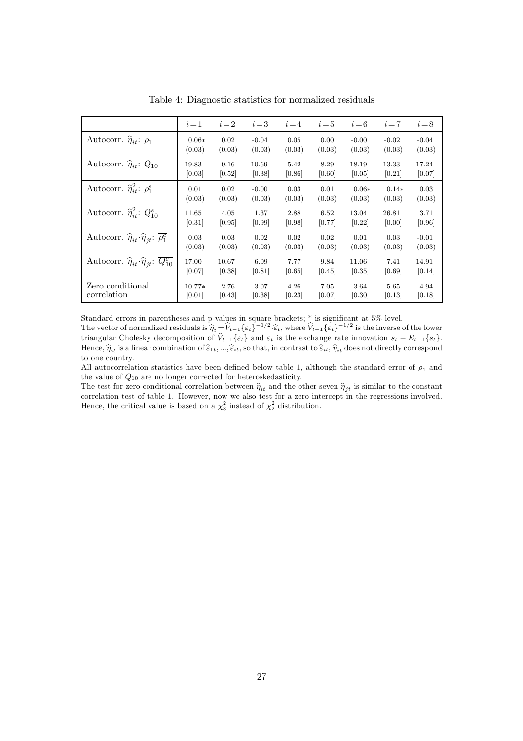Table 4: Diagnostic statistics for normalized residuals

| | $i=1$ | $i=2$ | $i=3$ | $i=4$ | $i=5$ | $i=6$ | $i=7$ | $i=8$ |
|---|---|---|---|---|---|---|---|---|
| Autocorr. $\widehat{\eta}_{it}$: $\rho_1$ | 0.06* | 0.02 | -0.04 | 0.05 | 0.00 | -0.00 | -0.02 | -0.04 |
| | (0.03) | (0.03) | (0.03) | (0.03) | (0.03) | (0.03) | (0.03) | (0.03) |
| Autocorr. $\widehat{\eta}_{it}$: $Q_{10}$ | 19.83 | 9.16 | 10.69 | 5.42 | 8.29 | 18.19 | 13.33 | 17.24 |
| | [0.03] | [0.52] | [0.38] | [0.86] | [0.60] | [0.05] | [0.21] | [0.07] |
| Autocorr. $\widehat{\eta}_{it}^2$: $\rho_1^s$ | 0.01 | 0.02 | -0.00 | 0.03 | 0.01 | 0.06* | 0.14* | 0.03 |
| | (0.03) | (0.03) | (0.03) | (0.03) | (0.03) | (0.03) | (0.03) | (0.03) |
| Autocorr. $\widehat{\eta}_{it}^2$: $Q_{10}^s$ | 11.65 | 4.05 | 1.37 | 2.88 | 6.52 | 13.04 | 26.81 | 3.71 |
| | [0.31] | [0.95] | [0.99] | [0.98] | [0.77] | [0.22] | [0.00] | [0.96] |
| Autocorr. $\widehat{\eta}_{it} \cdot \widehat{\eta}_{jt}$: $\overline{\rho_1^c}$ | 0.03 | 0.03 | 0.02 | 0.02 | 0.02 | 0.01 | 0.03 | -0.01 |
| | (0.03) | (0.03) | (0.03) | (0.03) | (0.03) | (0.03) | (0.03) | (0.03) |
| Autocorr. $\widehat{\eta}_{it} \cdot \widehat{\eta}_{jt}$: $\overline{Q_{10}^c}$ | 17.00 | 10.67 | 6.09 | 7.77 | 9.84 | 11.06 | 7.41 | 14.91 |
| | [0.07] | [0.38] | [0.81] | [0.65] | [0.45] | [0.35] | [0.69] | [0.14] |
| Zero conditional correlation | 10.77* | 2.76 | 3.07 | 4.26 | 7.05 | 3.64 | 5.65 | 4.94 |
| | [0.01] | [0.43] | [0.38] | [0.23] | [0.07] | [0.30] | [0.13] | [0.18] |

Standard errors in parentheses and p-values in square brackets; * is significant at 5% level.
The vector of normalized residuals is $\widehat{\eta}_t = \widehat{V}_{t-1}\{\varepsilon_t\}^{-1/2} \cdot \widehat{\varepsilon}_t$, where $\widehat{V}_{t-1}\{\varepsilon_t\}^{-1/2}$ is the inverse of the lower triangular Cholesky decomposition of $\widehat{V}_{t-1}\{\varepsilon_t\}$ and $\varepsilon_t$ is the exchange rate innovation $s_t - E_{t-1}\{s_t\}$. Hence, $\widehat{\eta}_{it}$ is a linear combination of $\widehat{\varepsilon}_{1t}, ..., \widehat{\varepsilon}_{it}$, so that, in contrast to $\widehat{\varepsilon}_{it}$, $\widehat{\eta}_{it}$ does not directly correspond to one country.
All autocorrelation statistics have been defined below table 1, although the standard error of $\rho_1$ and the value of $Q_{10}$ are no longer corrected for heteroskedasticity.
The test for zero conditional correlation between $\widehat{\eta}_{it}$ and the other seven $\widehat{\eta}_{jt}$ is similar to the constant correlation test of table 1. However, now we also test for a zero intercept in the regressions involved. Hence, the critical value is based on a $\chi_3^2$ instead of $\chi_2^2$ distribution.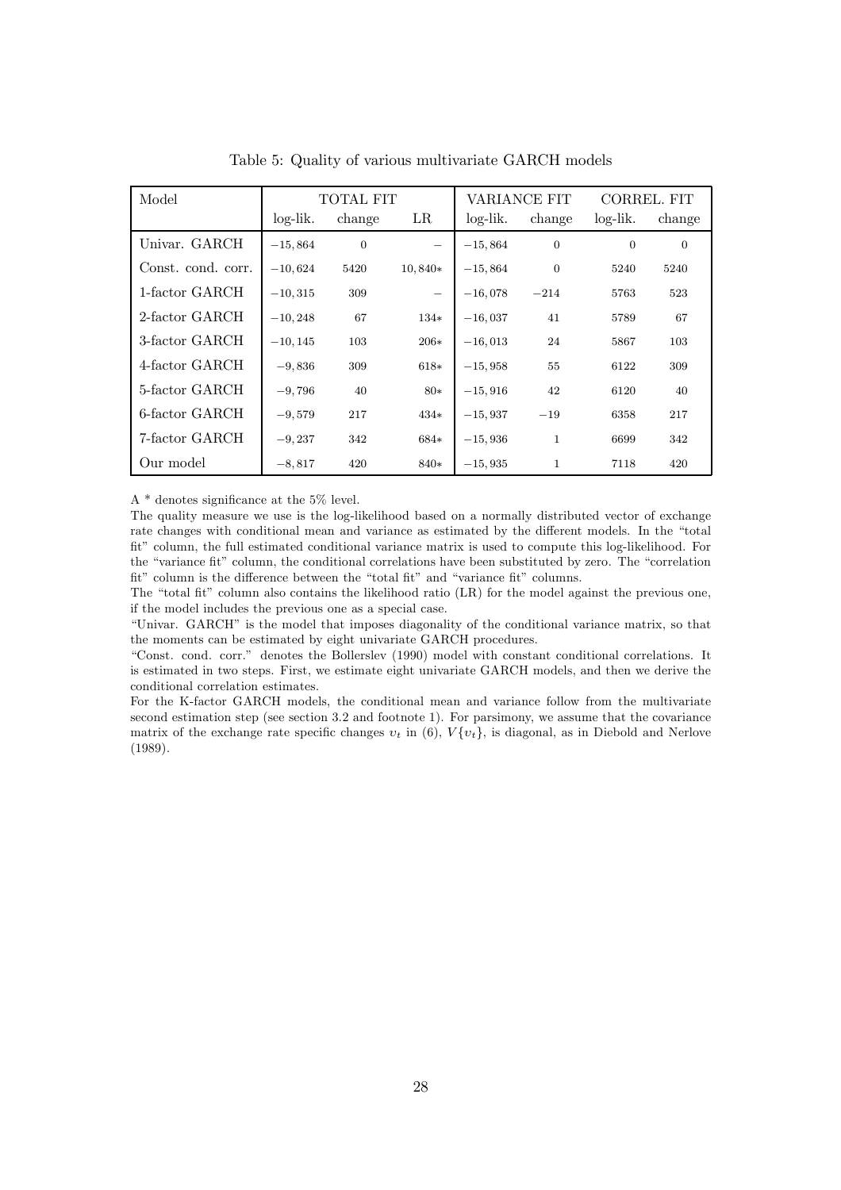Table 5: Quality of various multivariate GARCH models

| Model | TOTAL FIT | | | VARIANCE FIT | | CORREL. FIT | |
|---|---|---|---|---|---|---|---|
| | log-lik. | change | LR | log-lik. | change | log-lik. | change |
| Univar. GARCH | −15,864 | 0 | – | −15,864 | 0 | 0 | 0 |
| Const. cond. corr. | −10,624 | 5420 | 10,840∗ | −15,864 | 0 | 5240 | 5240 |
| 1-factor GARCH | −10,315 | 309 | – | −16,078 | −214 | 5763 | 523 |
| 2-factor GARCH | −10,248 | 67 | 134∗ | −16,037 | 41 | 5789 | 67 |
| 3-factor GARCH | −10,145 | 103 | 206∗ | −16,013 | 24 | 5867 | 103 |
| 4-factor GARCH | −9,836 | 309 | 618∗ | −15,958 | 55 | 6122 | 309 |
| 5-factor GARCH | −9,796 | 40 | 80∗ | −15,916 | 42 | 6120 | 40 |
| 6-factor GARCH | −9,579 | 217 | 434∗ | −15,937 | −19 | 6358 | 217 |
| 7-factor GARCH | −9,237 | 342 | 684∗ | −15,936 | 1 | 6699 | 342 |
| Our model | −8,817 | 420 | 840∗ | −15,935 | 1 | 7118 | 420 |

A * denotes significance at the 5% level.

The quality measure we use is the log-likelihood based on a normally distributed vector of exchange rate changes with conditional mean and variance as estimated by the different models. In the "total fit" column, the full estimated conditional variance matrix is used to compute this log-likelihood. For the "variance fit" column, the conditional correlations have been substituted by zero. The "correlation fit" column is the difference between the "total fit" and "variance fit" columns.

The "total fit" column also contains the likelihood ratio (LR) for the model against the previous one, if the model includes the previous one as a special case.

"Univar. GARCH" is the model that imposes diagonality of the conditional variance matrix, so that the moments can be estimated by eight univariate GARCH procedures.

"Const. cond. corr." denotes the Bollerslev (1990) model with constant conditional correlations. It is estimated in two steps. First, we estimate eight univariate GARCH models, and then we derive the conditional correlation estimates.

For the K-factor GARCH models, the conditional mean and variance follow from the multivariate second estimation step (see section 3.2 and footnote 1). For parsimony, we assume that the covariance matrix of the exchange rate specific changes $\upsilon_t$ in (6), $V\{\upsilon_t\}$, is diagonal, as in Diebold and Nerlove (1989).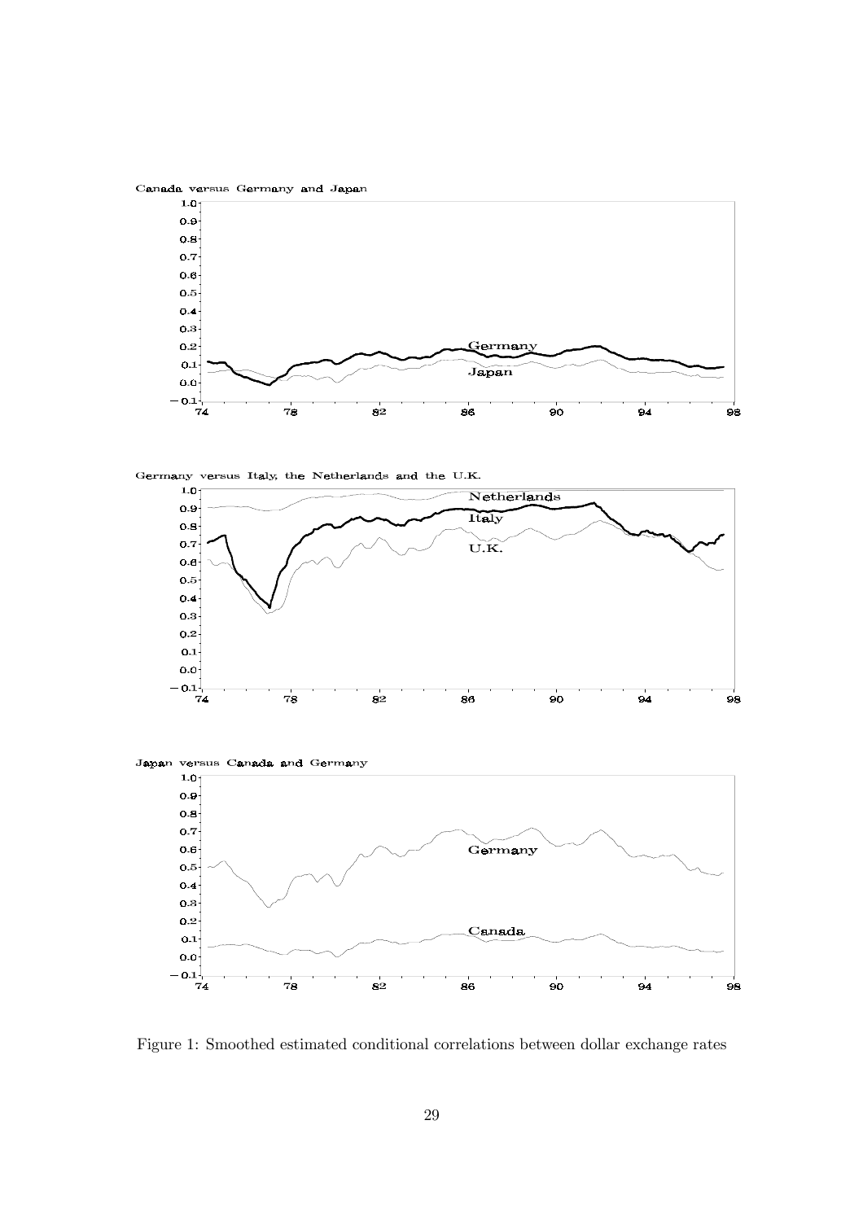Canada versus Germany and Japan

Germany versus Italy, the Netherlands and the U.K.

Japan versus Canada and Germany

Figure 1: Smoothed estimated conditional correlations between dollar exchange rates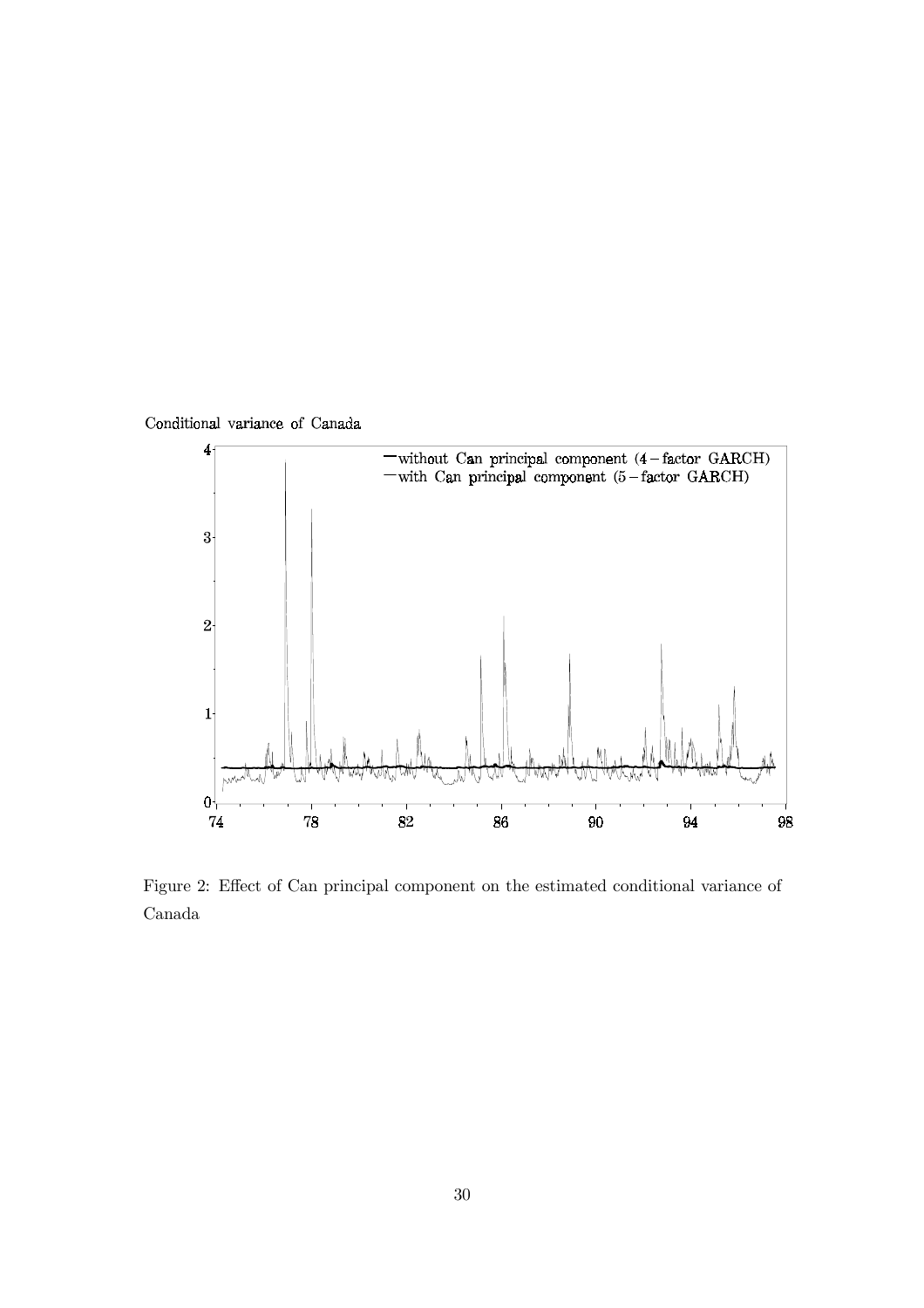Conditional variance of Canada

Figure 2: Effect of Can principal component on the estimated conditional variance of Canada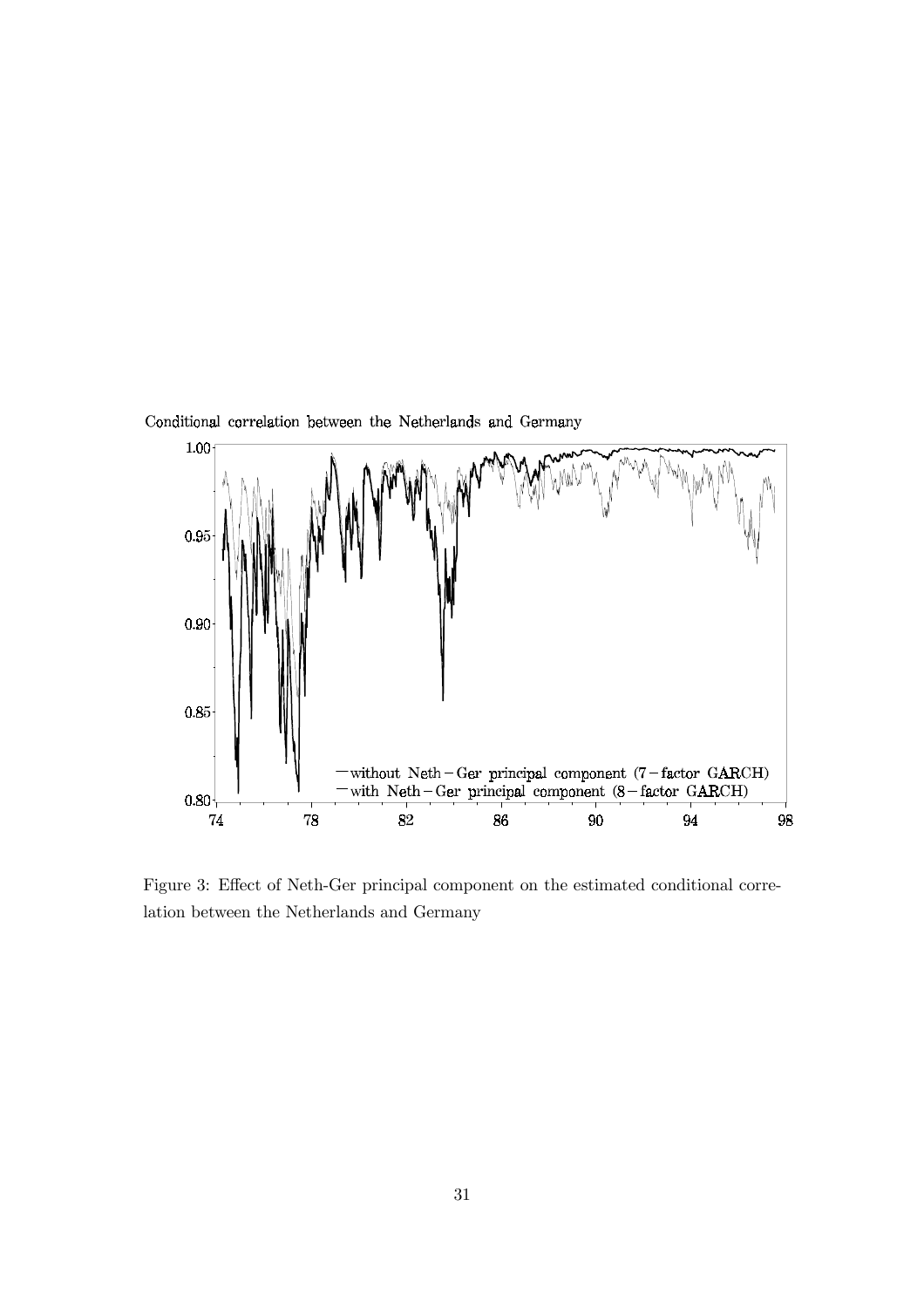Conditional correlation between the Netherlands and Germany

1.00
0.95
0.90
0.85
0.80

74 78 82 86 90 94 98

—without Neth – Ger principal component (7 – factor GARCH)
—with Neth – Ger principal component (8 – factor GARCH)

Figure 3: Effect of Neth-Ger principal component on the estimated conditional correlation between the Netherlands and Germany